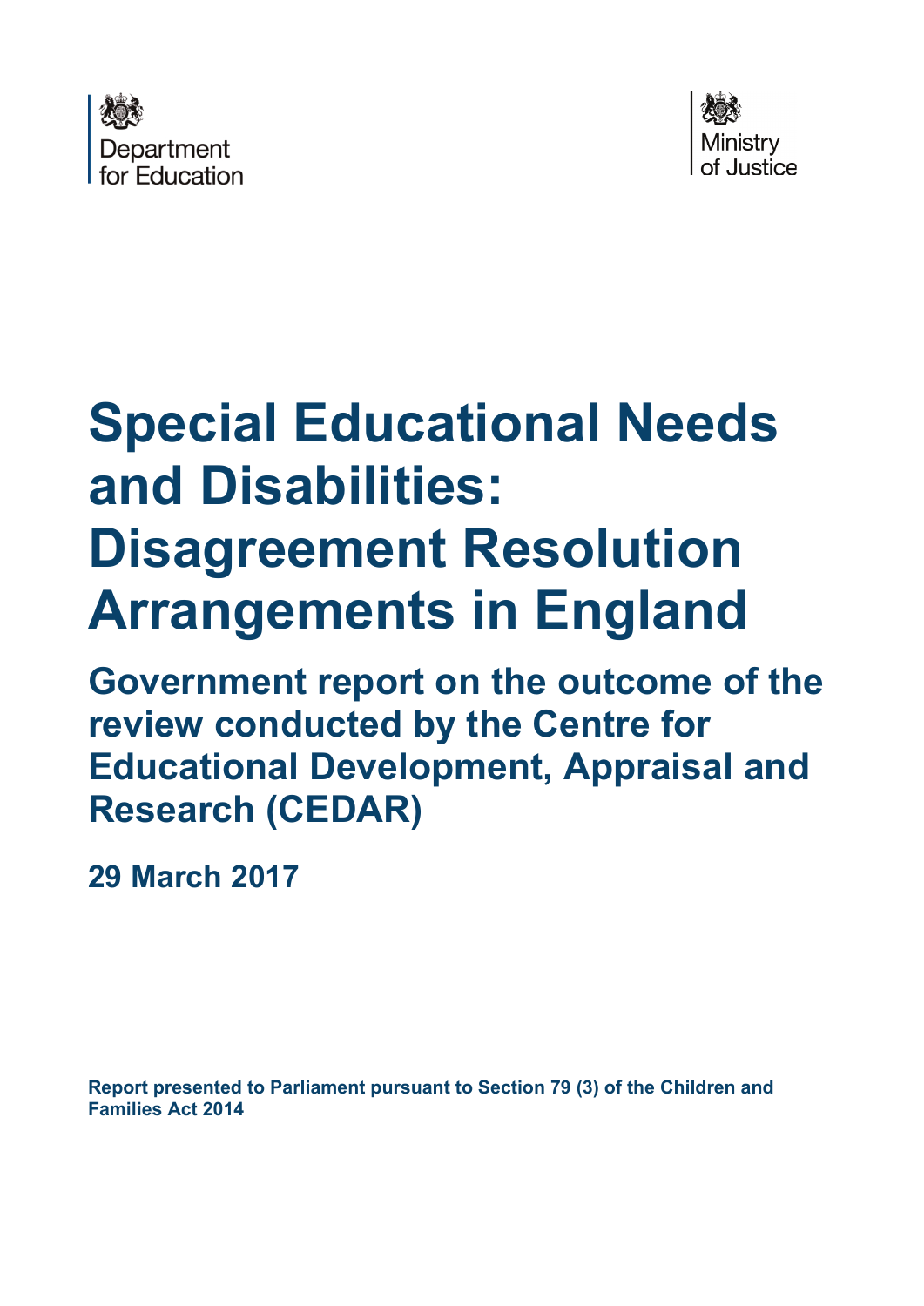Department for Education

Ministry of Justice

# Special Educational Needs and Disabilities: Disagreement Resolution Arrangements in England

## Government report on the outcome of the review conducted by the Centre for Educational Development, Appraisal and Research (CEDAR)

**29 March 2017**

**Report presented to Parliament pursuant to Section 79 (3) of the Children and Families Act 2014**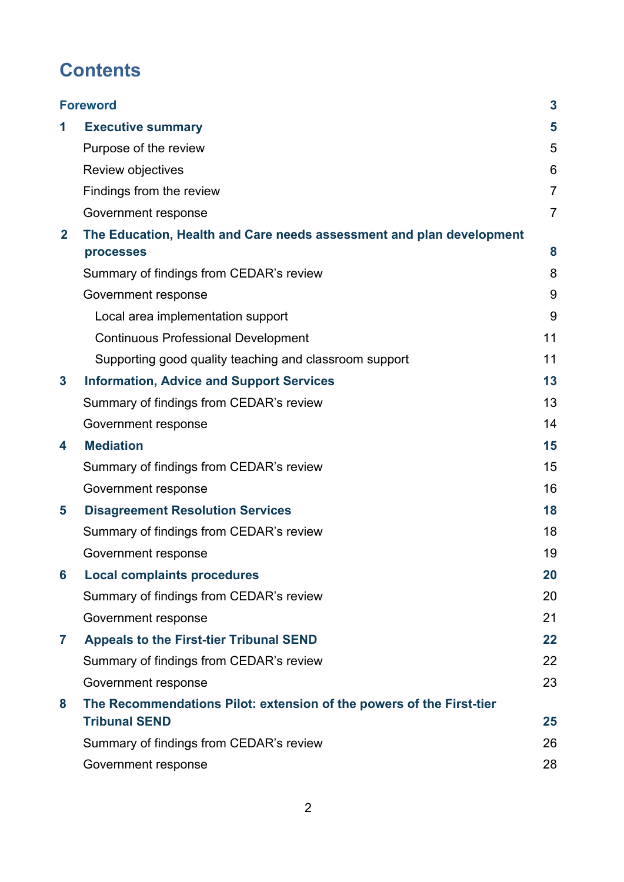# Contents

| | | |
|---|---|---|
| **Foreword** | | **3** |
| **1** | **Executive summary** | **5** |
| | Purpose of the review | 5 |
| | Review objectives | 6 |
| | Findings from the review | 7 |
| | Government response | 7 |
| **2** | **The Education, Health and Care needs assessment and plan development processes** | **8** |
| | Summary of findings from CEDAR's review | 8 |
| | Government response | 9 |
| | Local area implementation support | 9 |
| | Continuous Professional Development | 11 |
| | Supporting good quality teaching and classroom support | 11 |
| **3** | **Information, Advice and Support Services** | **13** |
| | Summary of findings from CEDAR's review | 13 |
| | Government response | 14 |
| **4** | **Mediation** | **15** |
| | Summary of findings from CEDAR's review | 15 |
| | Government response | 16 |
| **5** | **Disagreement Resolution Services** | **18** |
| | Summary of findings from CEDAR's review | 18 |
| | Government response | 19 |
| **6** | **Local complaints procedures** | **20** |
| | Summary of findings from CEDAR's review | 20 |
| | Government response | 21 |
| **7** | **Appeals to the First-tier Tribunal SEND** | **22** |
| | Summary of findings from CEDAR's review | 22 |
| | Government response | 23 |
| **8** | **The Recommendations Pilot: extension of the powers of the First-tier Tribunal SEND** | **25** |
| | Summary of findings from CEDAR's review | 26 |
| | Government response | 28 |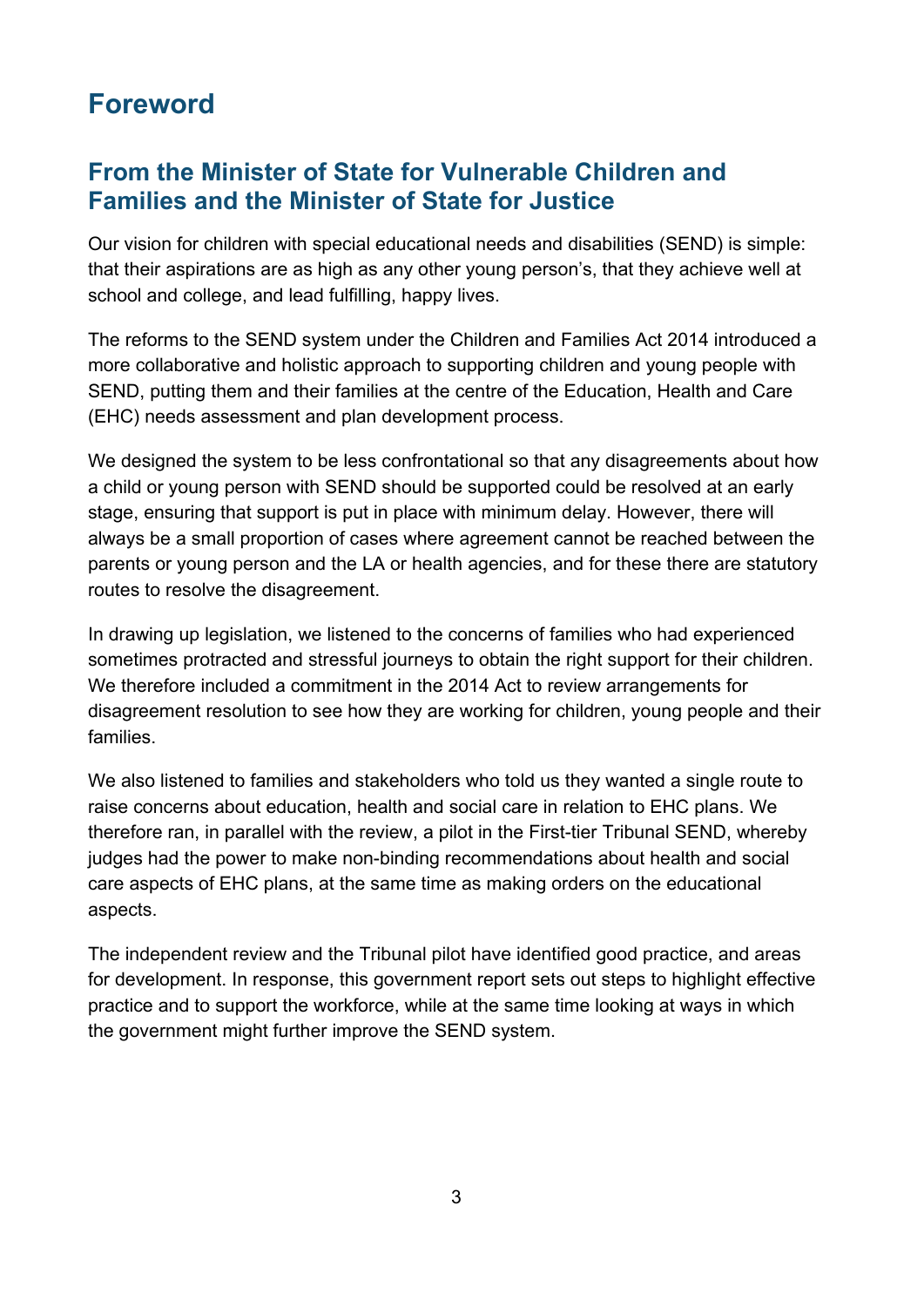# Foreword

## From the Minister of State for Vulnerable Children and Families and the Minister of State for Justice

Our vision for children with special educational needs and disabilities (SEND) is simple: that their aspirations are as high as any other young person's, that they achieve well at school and college, and lead fulfilling, happy lives.

The reforms to the SEND system under the Children and Families Act 2014 introduced a more collaborative and holistic approach to supporting children and young people with SEND, putting them and their families at the centre of the Education, Health and Care (EHC) needs assessment and plan development process.

We designed the system to be less confrontational so that any disagreements about how a child or young person with SEND should be supported could be resolved at an early stage, ensuring that support is put in place with minimum delay. However, there will always be a small proportion of cases where agreement cannot be reached between the parents or young person and the LA or health agencies, and for these there are statutory routes to resolve the disagreement.

In drawing up legislation, we listened to the concerns of families who had experienced sometimes protracted and stressful journeys to obtain the right support for their children. We therefore included a commitment in the 2014 Act to review arrangements for disagreement resolution to see how they are working for children, young people and their families.

We also listened to families and stakeholders who told us they wanted a single route to raise concerns about education, health and social care in relation to EHC plans. We therefore ran, in parallel with the review, a pilot in the First-tier Tribunal SEND, whereby judges had the power to make non-binding recommendations about health and social care aspects of EHC plans, at the same time as making orders on the educational aspects.

The independent review and the Tribunal pilot have identified good practice, and areas for development. In response, this government report sets out steps to highlight effective practice and to support the workforce, while at the same time looking at ways in which the government might further improve the SEND system.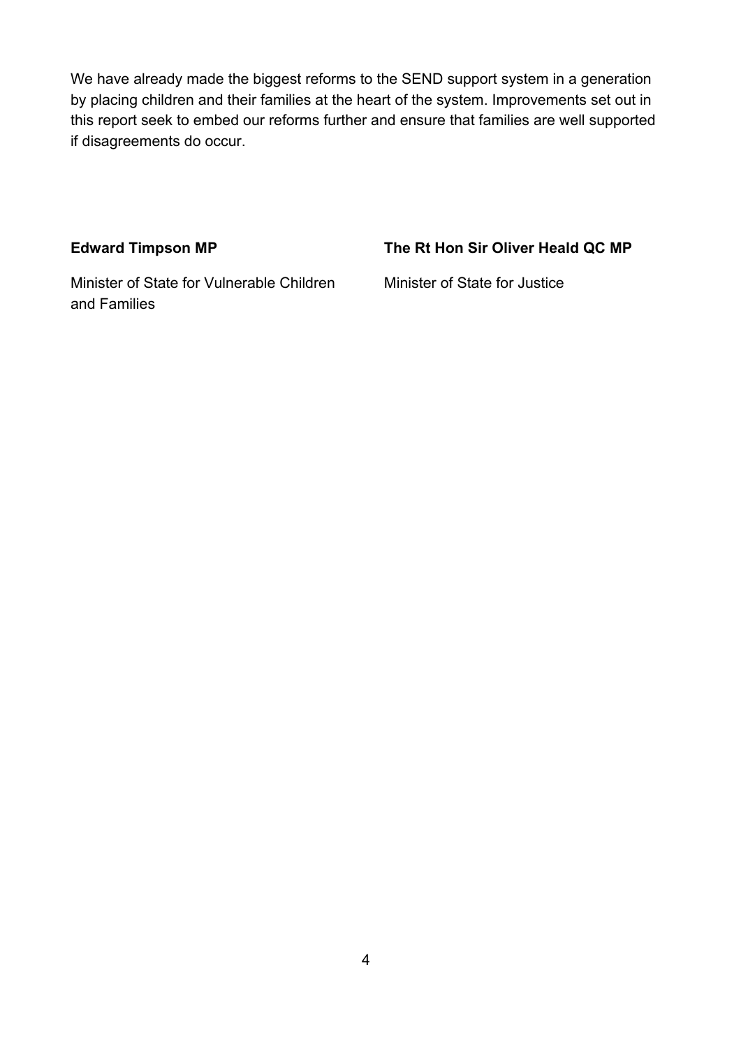We have already made the biggest reforms to the SEND support system in a generation by placing children and their families at the heart of the system. Improvements set out in this report seek to embed our reforms further and ensure that families are well supported if disagreements do occur.

**Edward Timpson MP**

Minister of State for Vulnerable Children and Families

**The Rt Hon Sir Oliver Heald QC MP**

Minister of State for Justice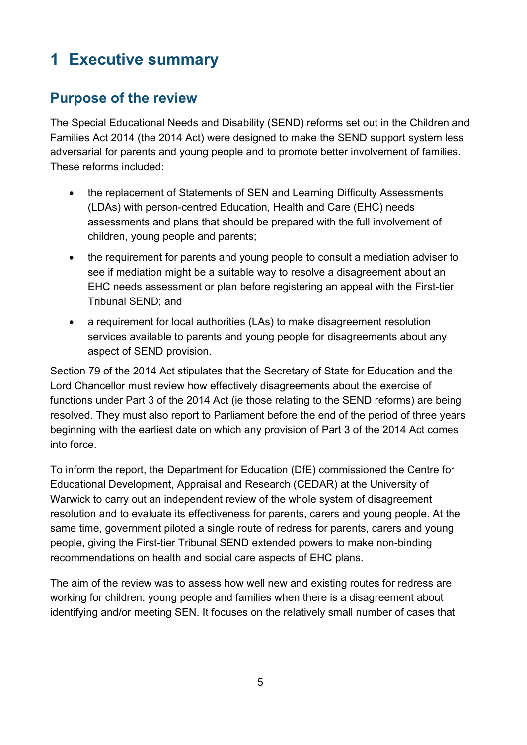# 1 Executive summary

## Purpose of the review

The Special Educational Needs and Disability (SEND) reforms set out in the Children and Families Act 2014 (the 2014 Act) were designed to make the SEND support system less adversarial for parents and young people and to promote better involvement of families. These reforms included:

- the replacement of Statements of SEN and Learning Difficulty Assessments (LDAs) with person-centred Education, Health and Care (EHC) needs assessments and plans that should be prepared with the full involvement of children, young people and parents;
- the requirement for parents and young people to consult a mediation adviser to see if mediation might be a suitable way to resolve a disagreement about an EHC needs assessment or plan before registering an appeal with the First-tier Tribunal SEND; and
- a requirement for local authorities (LAs) to make disagreement resolution services available to parents and young people for disagreements about any aspect of SEND provision.

Section 79 of the 2014 Act stipulates that the Secretary of State for Education and the Lord Chancellor must review how effectively disagreements about the exercise of functions under Part 3 of the 2014 Act (ie those relating to the SEND reforms) are being resolved. They must also report to Parliament before the end of the period of three years beginning with the earliest date on which any provision of Part 3 of the 2014 Act comes into force.

To inform the report, the Department for Education (DfE) commissioned the Centre for Educational Development, Appraisal and Research (CEDAR) at the University of Warwick to carry out an independent review of the whole system of disagreement resolution and to evaluate its effectiveness for parents, carers and young people. At the same time, government piloted a single route of redress for parents, carers and young people, giving the First-tier Tribunal SEND extended powers to make non-binding recommendations on health and social care aspects of EHC plans.

The aim of the review was to assess how well new and existing routes for redress are working for children, young people and families when there is a disagreement about identifying and/or meeting SEN. It focuses on the relatively small number of cases that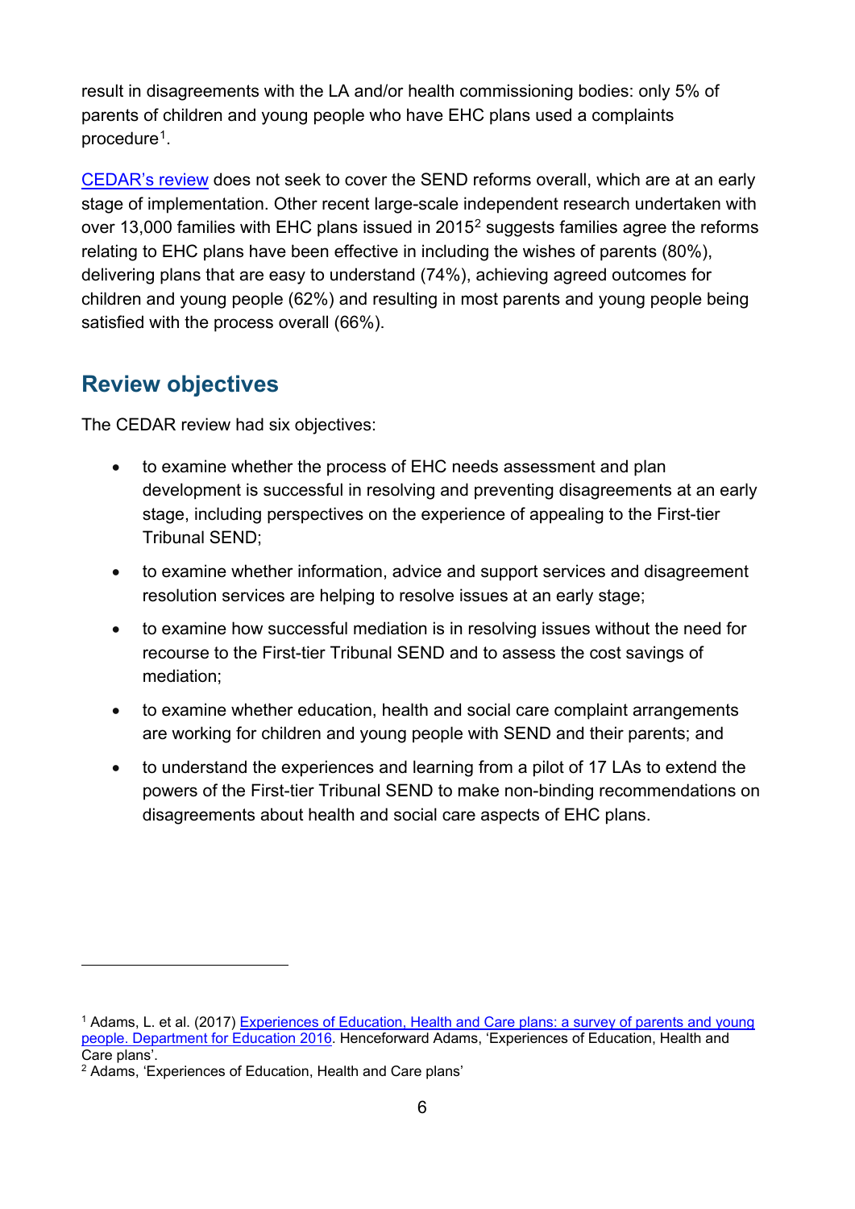result in disagreements with the LA and/or health commissioning bodies: only 5% of parents of children and young people who have EHC plans used a complaints procedure[1].

[CEDAR's review](#) does not seek to cover the SEND reforms overall, which are at an early stage of implementation. Other recent large-scale independent research undertaken with over 13,000 families with EHC plans issued in 2015[2] suggests families agree the reforms relating to EHC plans have been effective in including the wishes of parents (80%), delivering plans that are easy to understand (74%), achieving agreed outcomes for children and young people (62%) and resulting in most parents and young people being satisfied with the process overall (66%).

## Review objectives

The CEDAR review had six objectives:

- to examine whether the process of EHC needs assessment and plan development is successful in resolving and preventing disagreements at an early stage, including perspectives on the experience of appealing to the First-tier Tribunal SEND;
- to examine whether information, advice and support services and disagreement resolution services are helping to resolve issues at an early stage;
- to examine how successful mediation is in resolving issues without the need for recourse to the First-tier Tribunal SEND and to assess the cost savings of mediation;
- to examine whether education, health and social care complaint arrangements are working for children and young people with SEND and their parents; and
- to understand the experiences and learning from a pilot of 17 LAs to extend the powers of the First-tier Tribunal SEND to make non-binding recommendations on disagreements about health and social care aspects of EHC plans.

---

[1] Adams, L. et al. (2017) [Experiences of Education, Health and Care plans: a survey of parents and young people. Department for Education 2016](#). Henceforward Adams, 'Experiences of Education, Health and Care plans'.

[2] Adams, 'Experiences of Education, Health and Care plans'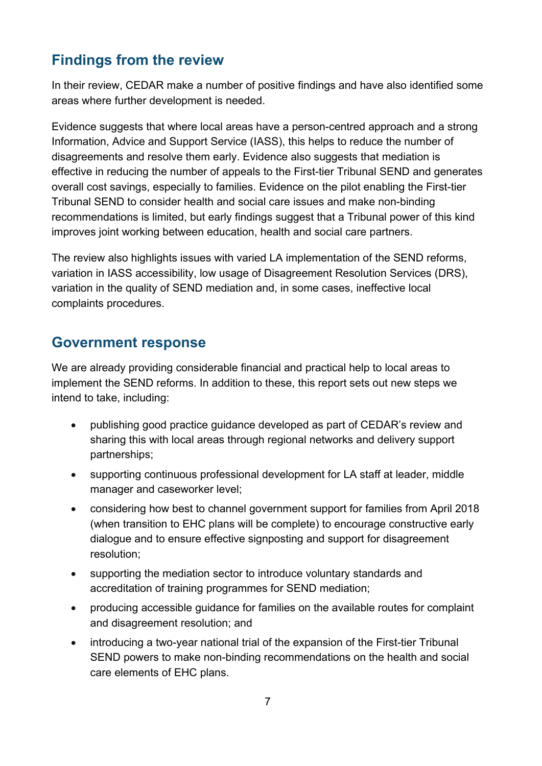## Findings from the review

In their review, CEDAR make a number of positive findings and have also identified some areas where further development is needed.

Evidence suggests that where local areas have a person-centred approach and a strong Information, Advice and Support Service (IASS), this helps to reduce the number of disagreements and resolve them early. Evidence also suggests that mediation is effective in reducing the number of appeals to the First-tier Tribunal SEND and generates overall cost savings, especially to families. Evidence on the pilot enabling the First-tier Tribunal SEND to consider health and social care issues and make non-binding recommendations is limited, but early findings suggest that a Tribunal power of this kind improves joint working between education, health and social care partners.

The review also highlights issues with varied LA implementation of the SEND reforms, variation in IASS accessibility, low usage of Disagreement Resolution Services (DRS), variation in the quality of SEND mediation and, in some cases, ineffective local complaints procedures.

## Government response

We are already providing considerable financial and practical help to local areas to implement the SEND reforms. In addition to these, this report sets out new steps we intend to take, including:

- publishing good practice guidance developed as part of CEDAR's review and sharing this with local areas through regional networks and delivery support partnerships;
- supporting continuous professional development for LA staff at leader, middle manager and caseworker level;
- considering how best to channel government support for families from April 2018 (when transition to EHC plans will be complete) to encourage constructive early dialogue and to ensure effective signposting and support for disagreement resolution;
- supporting the mediation sector to introduce voluntary standards and accreditation of training programmes for SEND mediation;
- producing accessible guidance for families on the available routes for complaint and disagreement resolution; and
- introducing a two-year national trial of the expansion of the First-tier Tribunal SEND powers to make non-binding recommendations on the health and social care elements of EHC plans.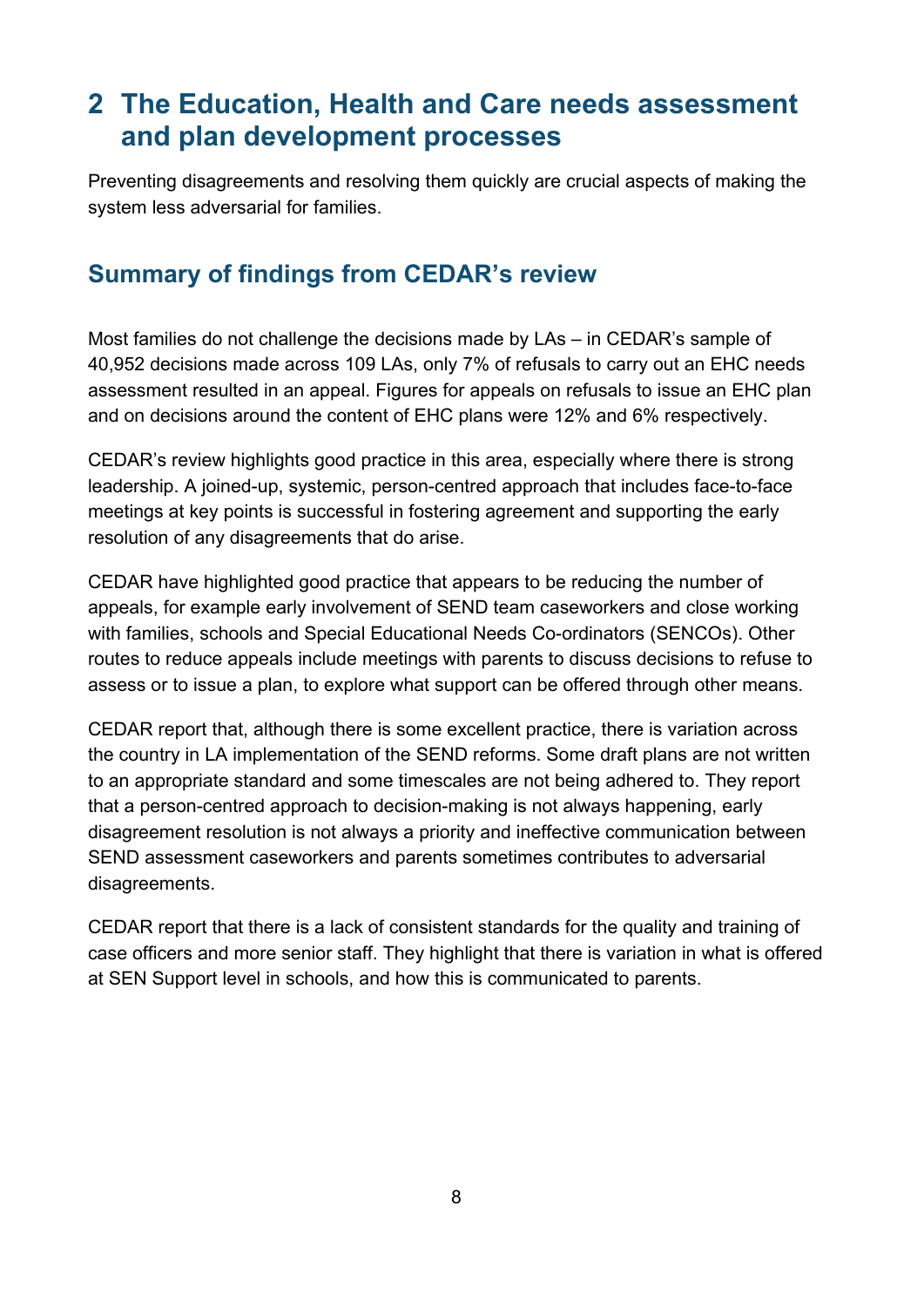# 2 The Education, Health and Care needs assessment and plan development processes

Preventing disagreements and resolving them quickly are crucial aspects of making the system less adversarial for families.

## Summary of findings from CEDAR's review

Most families do not challenge the decisions made by LAs – in CEDAR's sample of 40,952 decisions made across 109 LAs, only 7% of refusals to carry out an EHC needs assessment resulted in an appeal. Figures for appeals on refusals to issue an EHC plan and on decisions around the content of EHC plans were 12% and 6% respectively.

CEDAR's review highlights good practice in this area, especially where there is strong leadership. A joined-up, systemic, person-centred approach that includes face-to-face meetings at key points is successful in fostering agreement and supporting the early resolution of any disagreements that do arise.

CEDAR have highlighted good practice that appears to be reducing the number of appeals, for example early involvement of SEND team caseworkers and close working with families, schools and Special Educational Needs Co-ordinators (SENCOs). Other routes to reduce appeals include meetings with parents to discuss decisions to refuse to assess or to issue a plan, to explore what support can be offered through other means.

CEDAR report that, although there is some excellent practice, there is variation across the country in LA implementation of the SEND reforms. Some draft plans are not written to an appropriate standard and some timescales are not being adhered to. They report that a person-centred approach to decision-making is not always happening, early disagreement resolution is not always a priority and ineffective communication between SEND assessment caseworkers and parents sometimes contributes to adversarial disagreements.

CEDAR report that there is a lack of consistent standards for the quality and training of case officers and more senior staff. They highlight that there is variation in what is offered at SEN Support level in schools, and how this is communicated to parents.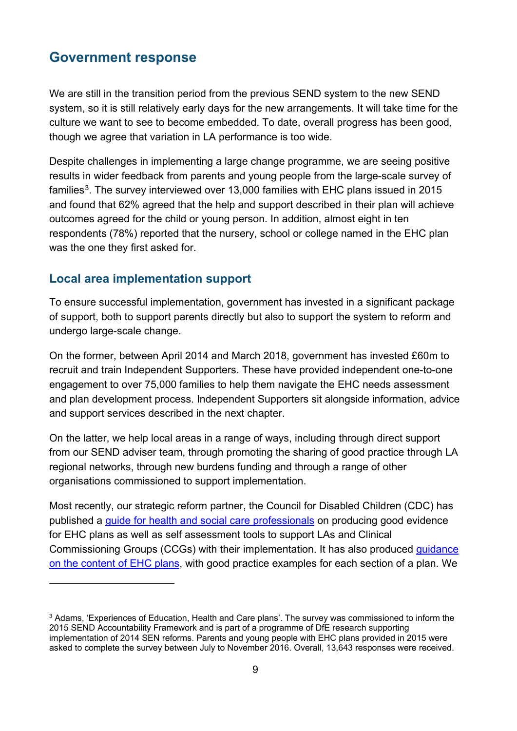## Government response

We are still in the transition period from the previous SEND system to the new SEND system, so it is still relatively early days for the new arrangements. It will take time for the culture we want to see to become embedded. To date, overall progress has been good, though we agree that variation in LA performance is too wide.

Despite challenges in implementing a large change programme, we are seeing positive results in wider feedback from parents and young people from the large-scale survey of families[3]. The survey interviewed over 13,000 families with EHC plans issued in 2015 and found that 62% agreed that the help and support described in their plan will achieve outcomes agreed for the child or young person. In addition, almost eight in ten respondents (78%) reported that the nursery, school or college named in the EHC plan was the one they first asked for.

### Local area implementation support

To ensure successful implementation, government has invested in a significant package of support, both to support parents directly but also to support the system to reform and undergo large-scale change.

On the former, between April 2014 and March 2018, government has invested £60m to recruit and train Independent Supporters. These have provided independent one-to-one engagement to over 75,000 families to help them navigate the EHC needs assessment and plan development process. Independent Supporters sit alongside information, advice and support services described in the next chapter.

On the latter, we help local areas in a range of ways, including through direct support from our SEND adviser team, through promoting the sharing of good practice through LA regional networks, through new burdens funding and through a range of other organisations commissioned to support implementation.

Most recently, our strategic reform partner, the Council for Disabled Children (CDC) has published a guide for health and social care professionals on producing good evidence for EHC plans as well as self assessment tools to support LAs and Clinical Commissioning Groups (CCGs) with their implementation. It has also produced guidance on the content of EHC plans, with good practice examples for each section of a plan. We

[3] Adams, 'Experiences of Education, Health and Care plans'. The survey was commissioned to inform the 2015 SEND Accountability Framework and is part of a programme of DfE research supporting implementation of 2014 SEN reforms. Parents and young people with EHC plans provided in 2015 were asked to complete the survey between July to November 2016. Overall, 13,643 responses were received.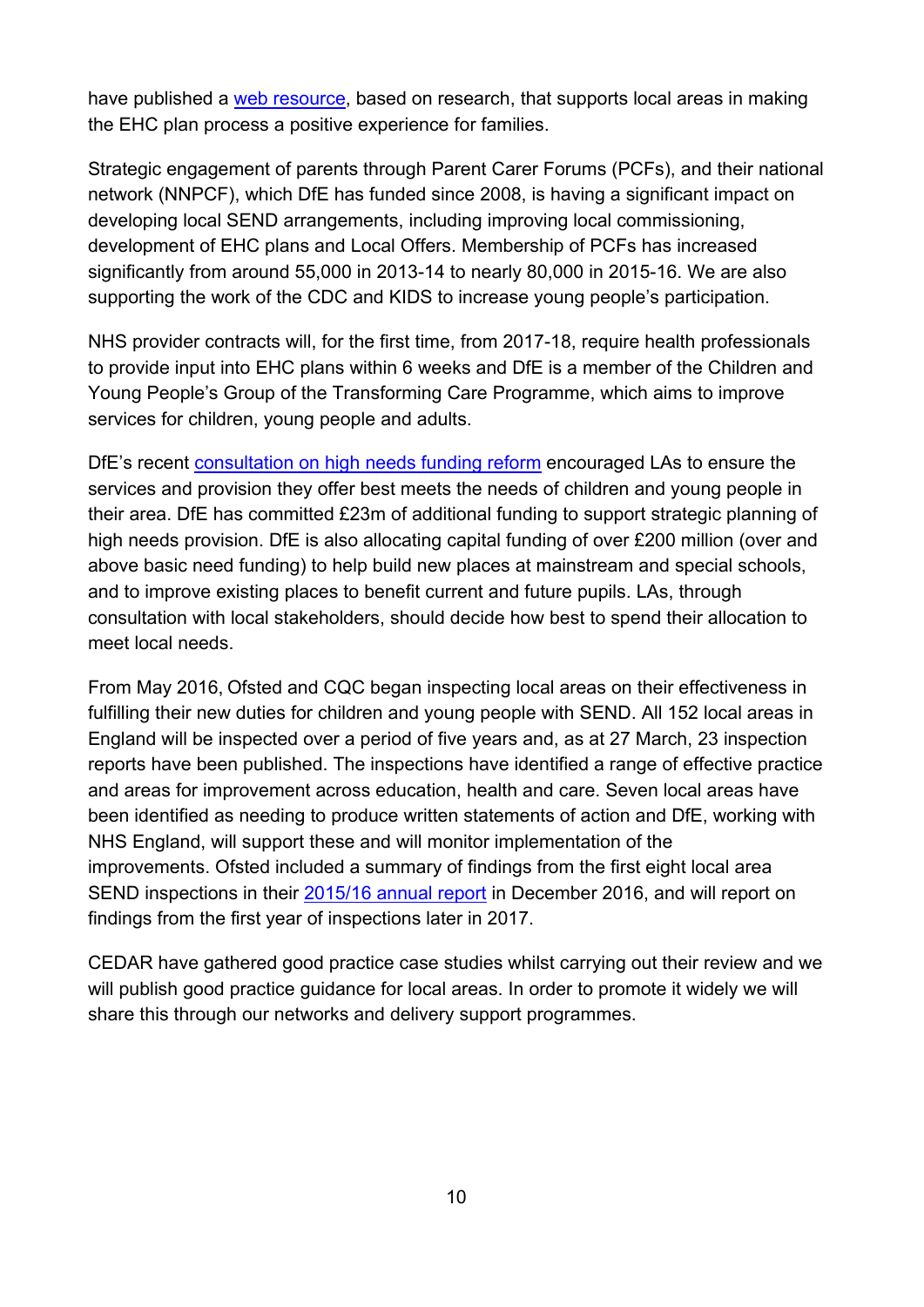have published a web resource, based on research, that supports local areas in making the EHC plan process a positive experience for families.

Strategic engagement of parents through Parent Carer Forums (PCFs), and their national network (NNPCF), which DfE has funded since 2008, is having a significant impact on developing local SEND arrangements, including improving local commissioning, development of EHC plans and Local Offers. Membership of PCFs has increased significantly from around 55,000 in 2013-14 to nearly 80,000 in 2015-16. We are also supporting the work of the CDC and KIDS to increase young people's participation.

NHS provider contracts will, for the first time, from 2017-18, require health professionals to provide input into EHC plans within 6 weeks and DfE is a member of the Children and Young People's Group of the Transforming Care Programme, which aims to improve services for children, young people and adults.

DfE's recent consultation on high needs funding reform encouraged LAs to ensure the services and provision they offer best meets the needs of children and young people in their area. DfE has committed £23m of additional funding to support strategic planning of high needs provision. DfE is also allocating capital funding of over £200 million (over and above basic need funding) to help build new places at mainstream and special schools, and to improve existing places to benefit current and future pupils. LAs, through consultation with local stakeholders, should decide how best to spend their allocation to meet local needs.

From May 2016, Ofsted and CQC began inspecting local areas on their effectiveness in fulfilling their new duties for children and young people with SEND. All 152 local areas in England will be inspected over a period of five years and, as at 27 March, 23 inspection reports have been published. The inspections have identified a range of effective practice and areas for improvement across education, health and care. Seven local areas have been identified as needing to produce written statements of action and DfE, working with NHS England, will support these and will monitor implementation of the improvements. Ofsted included a summary of findings from the first eight local area SEND inspections in their 2015/16 annual report in December 2016, and will report on findings from the first year of inspections later in 2017.

CEDAR have gathered good practice case studies whilst carrying out their review and we will publish good practice guidance for local areas. In order to promote it widely we will share this through our networks and delivery support programmes.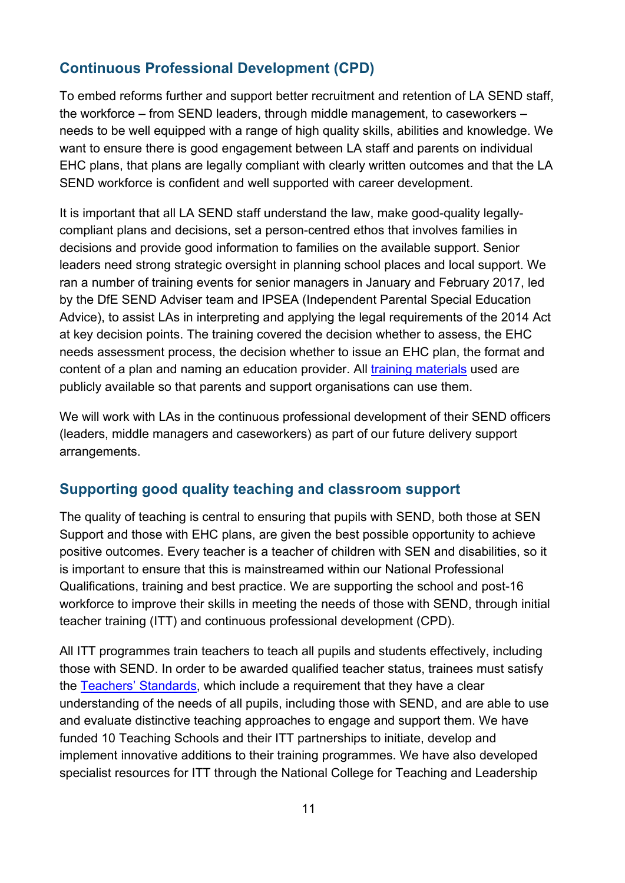## Continuous Professional Development (CPD)

To embed reforms further and support better recruitment and retention of LA SEND staff, the workforce – from SEND leaders, through middle management, to caseworkers – needs to be well equipped with a range of high quality skills, abilities and knowledge. We want to ensure there is good engagement between LA staff and parents on individual EHC plans, that plans are legally compliant with clearly written outcomes and that the LA SEND workforce is confident and well supported with career development.

It is important that all LA SEND staff understand the law, make good-quality legally-compliant plans and decisions, set a person-centred ethos that involves families in decisions and provide good information to families on the available support. Senior leaders need strong strategic oversight in planning school places and local support. We ran a number of training events for senior managers in January and February 2017, led by the DfE SEND Adviser team and IPSEA (Independent Parental Special Education Advice), to assist LAs in interpreting and applying the legal requirements of the 2014 Act at key decision points. The training covered the decision whether to assess, the EHC needs assessment process, the decision whether to issue an EHC plan, the format and content of a plan and naming an education provider. All training materials used are publicly available so that parents and support organisations can use them.

We will work with LAs in the continuous professional development of their SEND officers (leaders, middle managers and caseworkers) as part of our future delivery support arrangements.

## Supporting good quality teaching and classroom support

The quality of teaching is central to ensuring that pupils with SEND, both those at SEN Support and those with EHC plans, are given the best possible opportunity to achieve positive outcomes. Every teacher is a teacher of children with SEN and disabilities, so it is important to ensure that this is mainstreamed within our National Professional Qualifications, training and best practice. We are supporting the school and post-16 workforce to improve their skills in meeting the needs of those with SEND, through initial teacher training (ITT) and continuous professional development (CPD).

All ITT programmes train teachers to teach all pupils and students effectively, including those with SEND. In order to be awarded qualified teacher status, trainees must satisfy the Teachers' Standards, which include a requirement that they have a clear understanding of the needs of all pupils, including those with SEND, and are able to use and evaluate distinctive teaching approaches to engage and support them. We have funded 10 Teaching Schools and their ITT partnerships to initiate, develop and implement innovative additions to their training programmes. We have also developed specialist resources for ITT through the National College for Teaching and Leadership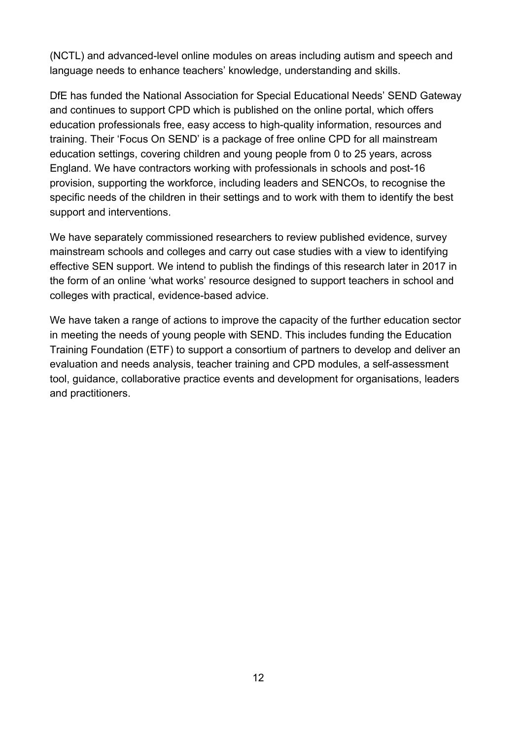(NCTL) and advanced-level online modules on areas including autism and speech and language needs to enhance teachers' knowledge, understanding and skills.

DfE has funded the National Association for Special Educational Needs' SEND Gateway and continues to support CPD which is published on the online portal, which offers education professionals free, easy access to high-quality information, resources and training. Their 'Focus On SEND' is a package of free online CPD for all mainstream education settings, covering children and young people from 0 to 25 years, across England. We have contractors working with professionals in schools and post-16 provision, supporting the workforce, including leaders and SENCOs, to recognise the specific needs of the children in their settings and to work with them to identify the best support and interventions.

We have separately commissioned researchers to review published evidence, survey mainstream schools and colleges and carry out case studies with a view to identifying effective SEN support. We intend to publish the findings of this research later in 2017 in the form of an online 'what works' resource designed to support teachers in school and colleges with practical, evidence-based advice.

We have taken a range of actions to improve the capacity of the further education sector in meeting the needs of young people with SEND. This includes funding the Education Training Foundation (ETF) to support a consortium of partners to develop and deliver an evaluation and needs analysis, teacher training and CPD modules, a self-assessment tool, guidance, collaborative practice events and development for organisations, leaders and practitioners.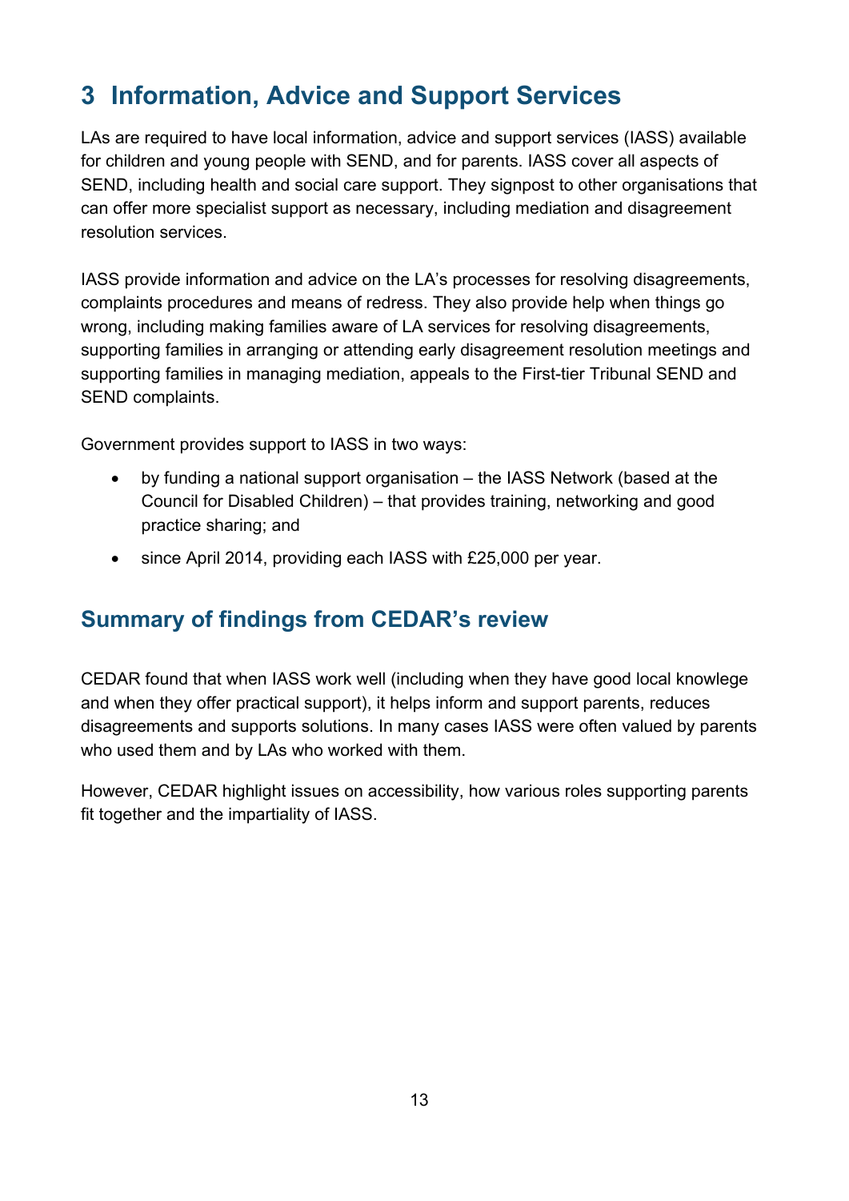# 3 Information, Advice and Support Services

LAs are required to have local information, advice and support services (IASS) available for children and young people with SEND, and for parents. IASS cover all aspects of SEND, including health and social care support. They signpost to other organisations that can offer more specialist support as necessary, including mediation and disagreement resolution services.

IASS provide information and advice on the LA's processes for resolving disagreements, complaints procedures and means of redress. They also provide help when things go wrong, including making families aware of LA services for resolving disagreements, supporting families in arranging or attending early disagreement resolution meetings and supporting families in managing mediation, appeals to the First-tier Tribunal SEND and SEND complaints.

Government provides support to IASS in two ways:

- by funding a national support organisation – the IASS Network (based at the Council for Disabled Children) – that provides training, networking and good practice sharing; and
- since April 2014, providing each IASS with £25,000 per year.

## Summary of findings from CEDAR's review

CEDAR found that when IASS work well (including when they have good local knowlege and when they offer practical support), it helps inform and support parents, reduces disagreements and supports solutions. In many cases IASS were often valued by parents who used them and by LAs who worked with them.

However, CEDAR highlight issues on accessibility, how various roles supporting parents fit together and the impartiality of IASS.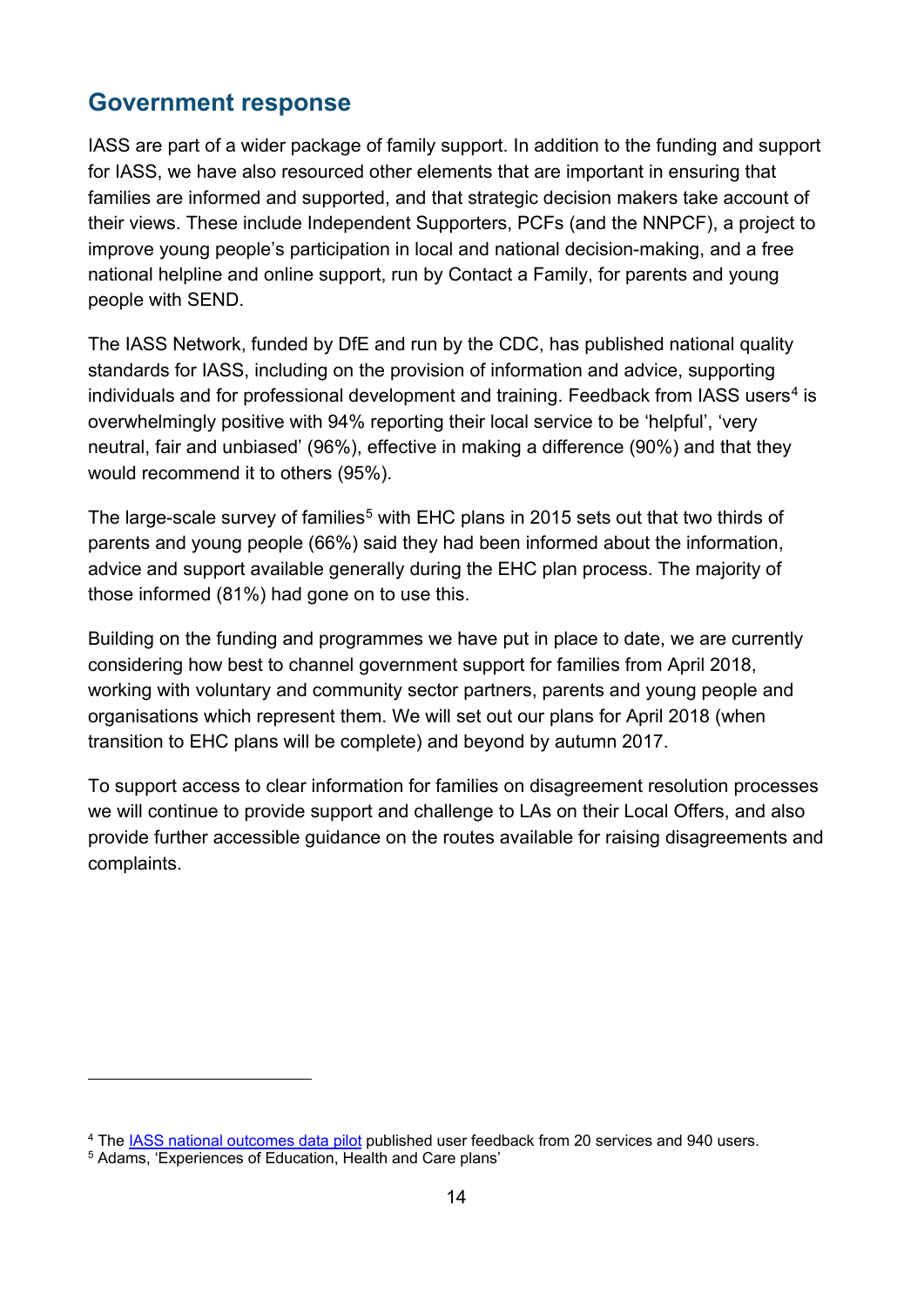## Government response

IASS are part of a wider package of family support. In addition to the funding and support for IASS, we have also resourced other elements that are important in ensuring that families are informed and supported, and that strategic decision makers take account of their views. These include Independent Supporters, PCFs (and the NNPCF), a project to improve young people's participation in local and national decision-making, and a free national helpline and online support, run by Contact a Family, for parents and young people with SEND.

The IASS Network, funded by DfE and run by the CDC, has published national quality standards for IASS, including on the provision of information and advice, supporting individuals and for professional development and training. Feedback from IASS users[4] is overwhelmingly positive with 94% reporting their local service to be 'helpful', 'very neutral, fair and unbiased' (96%), effective in making a difference (90%) and that they would recommend it to others (95%).

The large-scale survey of families[5] with EHC plans in 2015 sets out that two thirds of parents and young people (66%) said they had been informed about the information, advice and support available generally during the EHC plan process. The majority of those informed (81%) had gone on to use this.

Building on the funding and programmes we have put in place to date, we are currently considering how best to channel government support for families from April 2018, working with voluntary and community sector partners, parents and young people and organisations which represent them. We will set out our plans for April 2018 (when transition to EHC plans will be complete) and beyond by autumn 2017.

To support access to clear information for families on disagreement resolution processes we will continue to provide support and challenge to LAs on their Local Offers, and also provide further accessible guidance on the routes available for raising disagreements and complaints.

---

[4] The IASS national outcomes data pilot published user feedback from 20 services and 940 users.

[5] Adams, 'Experiences of Education, Health and Care plans'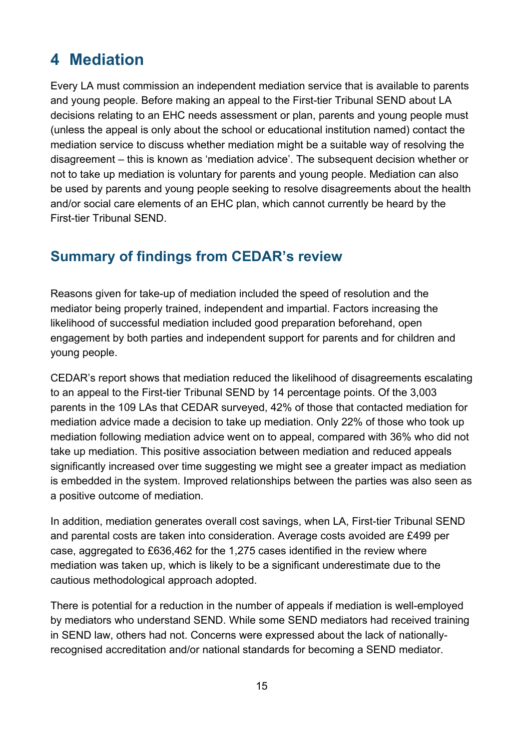# 4 Mediation

Every LA must commission an independent mediation service that is available to parents and young people. Before making an appeal to the First-tier Tribunal SEND about LA decisions relating to an EHC needs assessment or plan, parents and young people must (unless the appeal is only about the school or educational institution named) contact the mediation service to discuss whether mediation might be a suitable way of resolving the disagreement – this is known as 'mediation advice'. The subsequent decision whether or not to take up mediation is voluntary for parents and young people. Mediation can also be used by parents and young people seeking to resolve disagreements about the health and/or social care elements of an EHC plan, which cannot currently be heard by the First-tier Tribunal SEND.

## Summary of findings from CEDAR's review

Reasons given for take-up of mediation included the speed of resolution and the mediator being properly trained, independent and impartial. Factors increasing the likelihood of successful mediation included good preparation beforehand, open engagement by both parties and independent support for parents and for children and young people.

CEDAR's report shows that mediation reduced the likelihood of disagreements escalating to an appeal to the First-tier Tribunal SEND by 14 percentage points. Of the 3,003 parents in the 109 LAs that CEDAR surveyed, 42% of those that contacted mediation for mediation advice made a decision to take up mediation. Only 22% of those who took up mediation following mediation advice went on to appeal, compared with 36% who did not take up mediation. This positive association between mediation and reduced appeals significantly increased over time suggesting we might see a greater impact as mediation is embedded in the system. Improved relationships between the parties was also seen as a positive outcome of mediation.

In addition, mediation generates overall cost savings, when LA, First-tier Tribunal SEND and parental costs are taken into consideration. Average costs avoided are £499 per case, aggregated to £636,462 for the 1,275 cases identified in the review where mediation was taken up, which is likely to be a significant underestimate due to the cautious methodological approach adopted.

There is potential for a reduction in the number of appeals if mediation is well-employed by mediators who understand SEND. While some SEND mediators had received training in SEND law, others had not. Concerns were expressed about the lack of nationally-recognised accreditation and/or national standards for becoming a SEND mediator.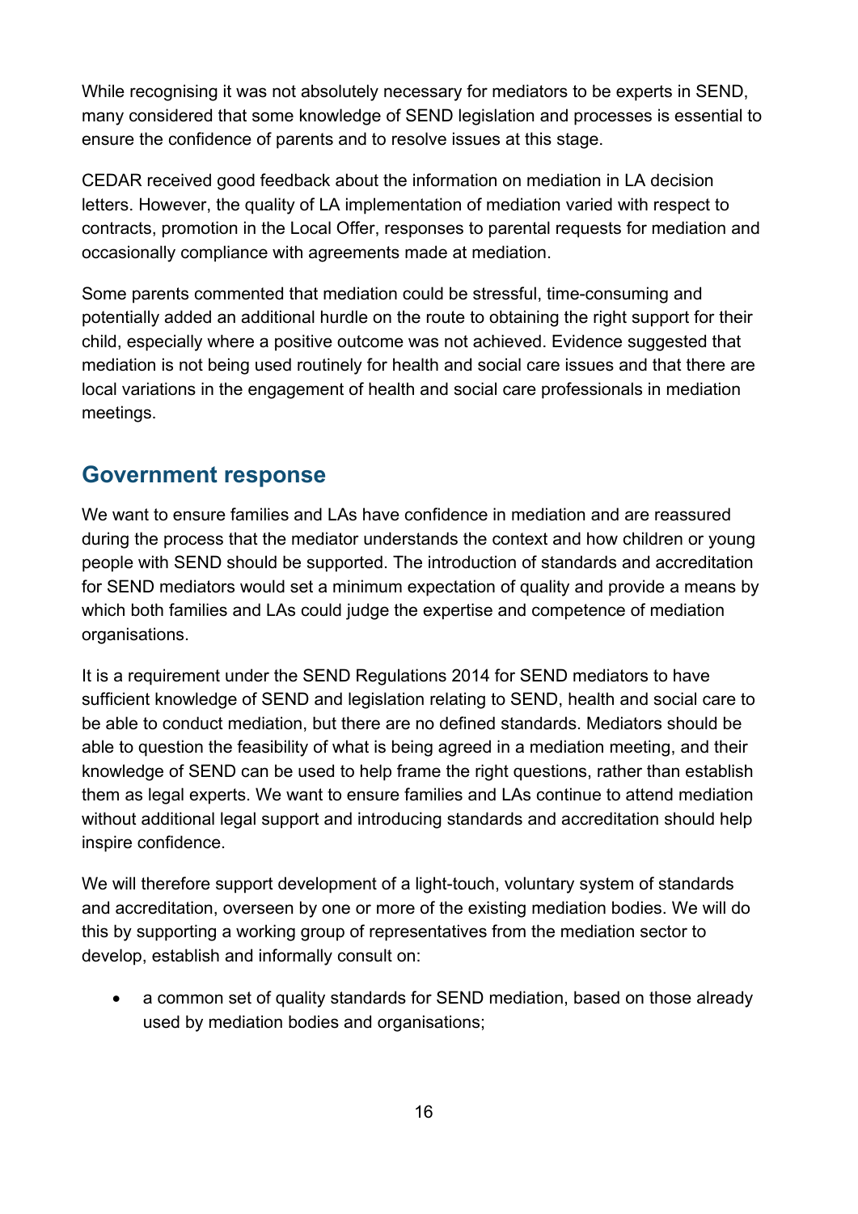While recognising it was not absolutely necessary for mediators to be experts in SEND, many considered that some knowledge of SEND legislation and processes is essential to ensure the confidence of parents and to resolve issues at this stage.

CEDAR received good feedback about the information on mediation in LA decision letters. However, the quality of LA implementation of mediation varied with respect to contracts, promotion in the Local Offer, responses to parental requests for mediation and occasionally compliance with agreements made at mediation.

Some parents commented that mediation could be stressful, time-consuming and potentially added an additional hurdle on the route to obtaining the right support for their child, especially where a positive outcome was not achieved. Evidence suggested that mediation is not being used routinely for health and social care issues and that there are local variations in the engagement of health and social care professionals in mediation meetings.

## Government response

We want to ensure families and LAs have confidence in mediation and are reassured during the process that the mediator understands the context and how children or young people with SEND should be supported. The introduction of standards and accreditation for SEND mediators would set a minimum expectation of quality and provide a means by which both families and LAs could judge the expertise and competence of mediation organisations.

It is a requirement under the SEND Regulations 2014 for SEND mediators to have sufficient knowledge of SEND and legislation relating to SEND, health and social care to be able to conduct mediation, but there are no defined standards. Mediators should be able to question the feasibility of what is being agreed in a mediation meeting, and their knowledge of SEND can be used to help frame the right questions, rather than establish them as legal experts. We want to ensure families and LAs continue to attend mediation without additional legal support and introducing standards and accreditation should help inspire confidence.

We will therefore support development of a light-touch, voluntary system of standards and accreditation, overseen by one or more of the existing mediation bodies. We will do this by supporting a working group of representatives from the mediation sector to develop, establish and informally consult on:

- a common set of quality standards for SEND mediation, based on those already used by mediation bodies and organisations;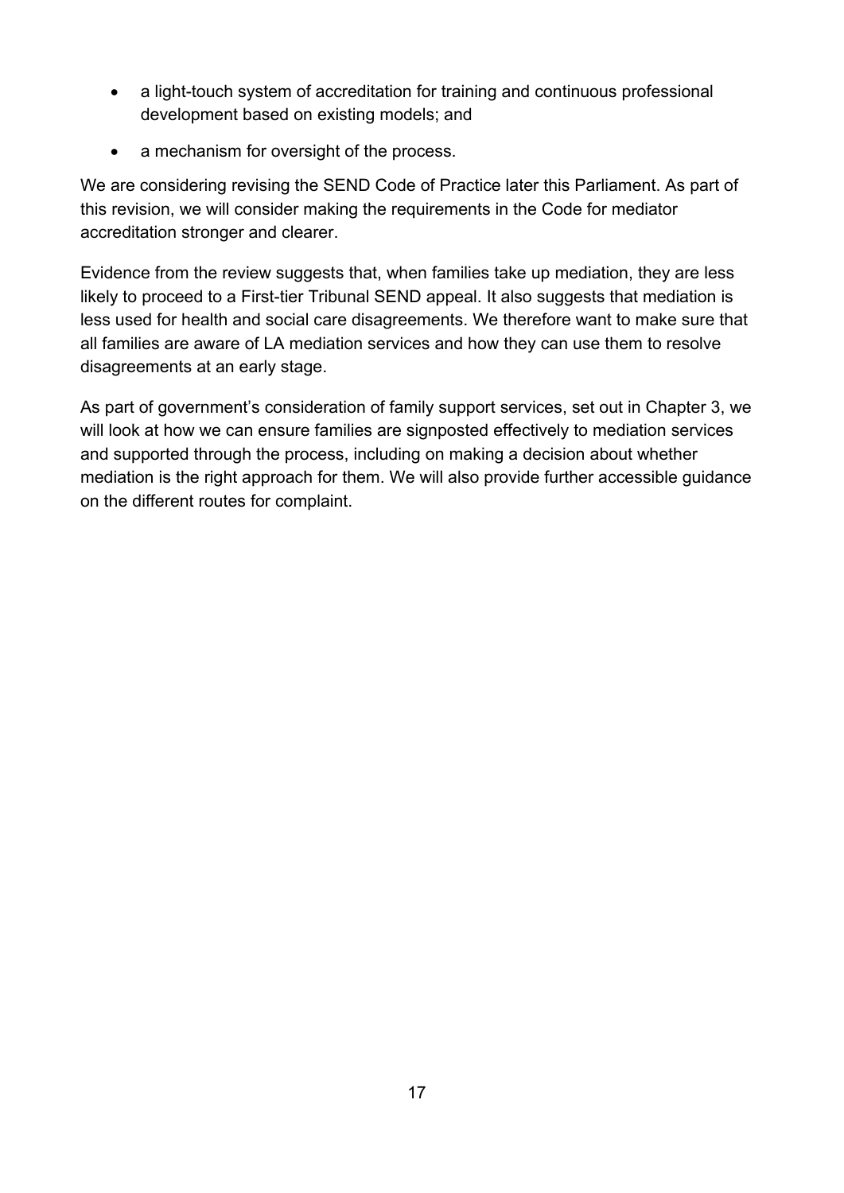- a light-touch system of accreditation for training and continuous professional development based on existing models; and
- a mechanism for oversight of the process.

We are considering revising the SEND Code of Practice later this Parliament. As part of this revision, we will consider making the requirements in the Code for mediator accreditation stronger and clearer.

Evidence from the review suggests that, when families take up mediation, they are less likely to proceed to a First-tier Tribunal SEND appeal. It also suggests that mediation is less used for health and social care disagreements. We therefore want to make sure that all families are aware of LA mediation services and how they can use them to resolve disagreements at an early stage.

As part of government's consideration of family support services, set out in Chapter 3, we will look at how we can ensure families are signposted effectively to mediation services and supported through the process, including on making a decision about whether mediation is the right approach for them. We will also provide further accessible guidance on the different routes for complaint.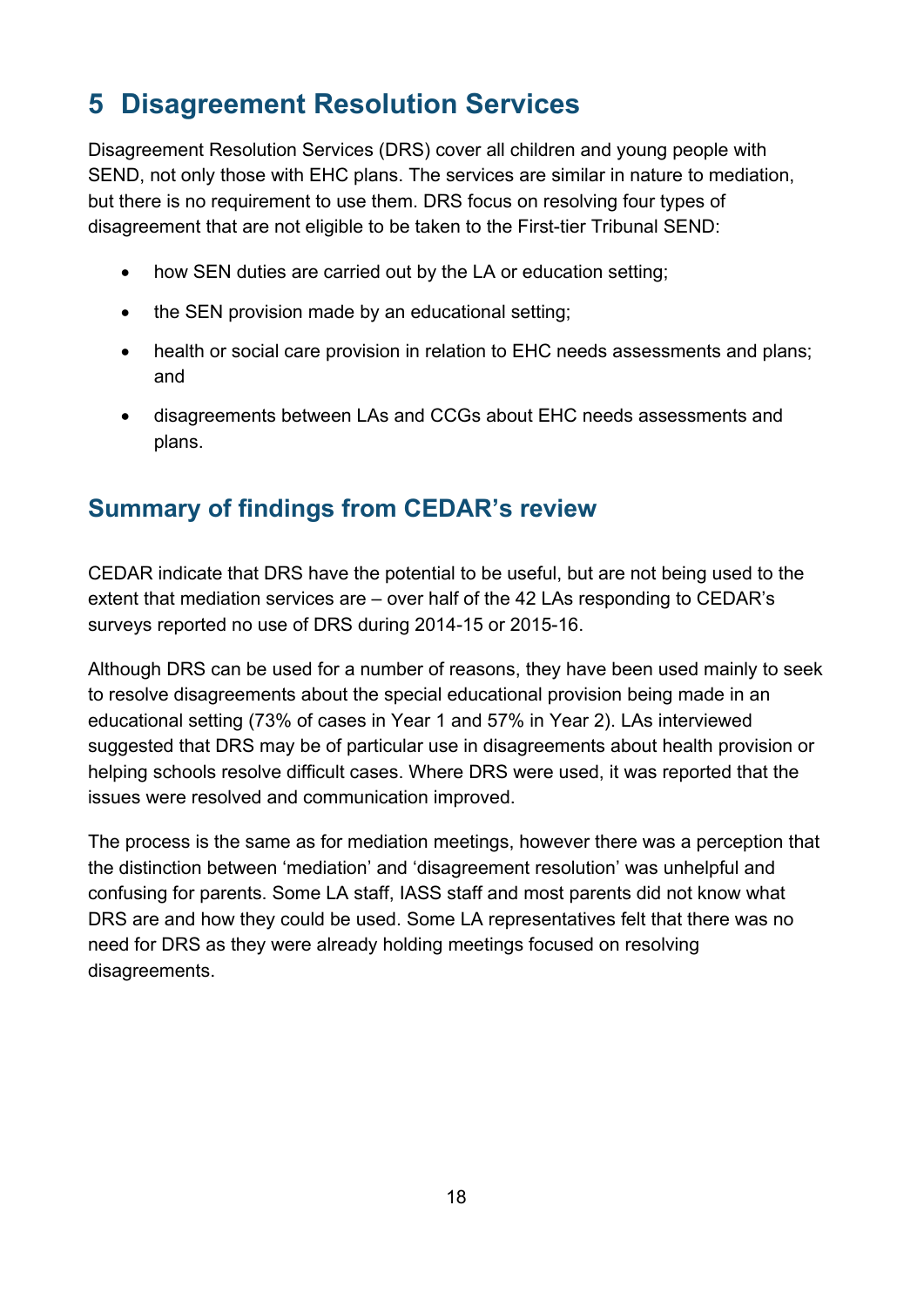# 5 Disagreement Resolution Services

Disagreement Resolution Services (DRS) cover all children and young people with SEND, not only those with EHC plans. The services are similar in nature to mediation, but there is no requirement to use them. DRS focus on resolving four types of disagreement that are not eligible to be taken to the First-tier Tribunal SEND:

- how SEN duties are carried out by the LA or education setting;
- the SEN provision made by an educational setting;
- health or social care provision in relation to EHC needs assessments and plans; and
- disagreements between LAs and CCGs about EHC needs assessments and plans.

## Summary of findings from CEDAR's review

CEDAR indicate that DRS have the potential to be useful, but are not being used to the extent that mediation services are – over half of the 42 LAs responding to CEDAR's surveys reported no use of DRS during 2014-15 or 2015-16.

Although DRS can be used for a number of reasons, they have been used mainly to seek to resolve disagreements about the special educational provision being made in an educational setting (73% of cases in Year 1 and 57% in Year 2). LAs interviewed suggested that DRS may be of particular use in disagreements about health provision or helping schools resolve difficult cases. Where DRS were used, it was reported that the issues were resolved and communication improved.

The process is the same as for mediation meetings, however there was a perception that the distinction between 'mediation' and 'disagreement resolution' was unhelpful and confusing for parents. Some LA staff, IASS staff and most parents did not know what DRS are and how they could be used. Some LA representatives felt that there was no need for DRS as they were already holding meetings focused on resolving disagreements.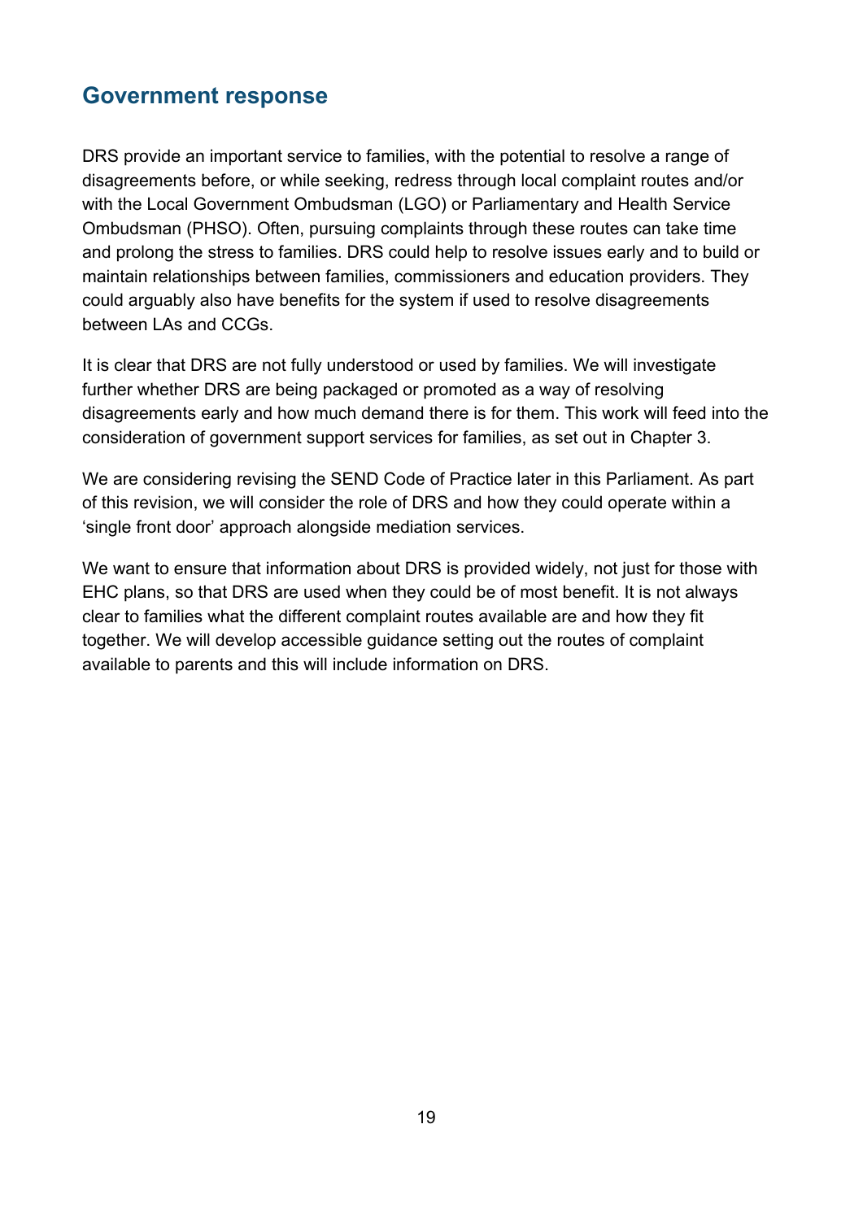## Government response

DRS provide an important service to families, with the potential to resolve a range of disagreements before, or while seeking, redress through local complaint routes and/or with the Local Government Ombudsman (LGO) or Parliamentary and Health Service Ombudsman (PHSO). Often, pursuing complaints through these routes can take time and prolong the stress to families. DRS could help to resolve issues early and to build or maintain relationships between families, commissioners and education providers. They could arguably also have benefits for the system if used to resolve disagreements between LAs and CCGs.

It is clear that DRS are not fully understood or used by families. We will investigate further whether DRS are being packaged or promoted as a way of resolving disagreements early and how much demand there is for them. This work will feed into the consideration of government support services for families, as set out in Chapter 3.

We are considering revising the SEND Code of Practice later in this Parliament. As part of this revision, we will consider the role of DRS and how they could operate within a 'single front door' approach alongside mediation services.

We want to ensure that information about DRS is provided widely, not just for those with EHC plans, so that DRS are used when they could be of most benefit. It is not always clear to families what the different complaint routes available are and how they fit together. We will develop accessible guidance setting out the routes of complaint available to parents and this will include information on DRS.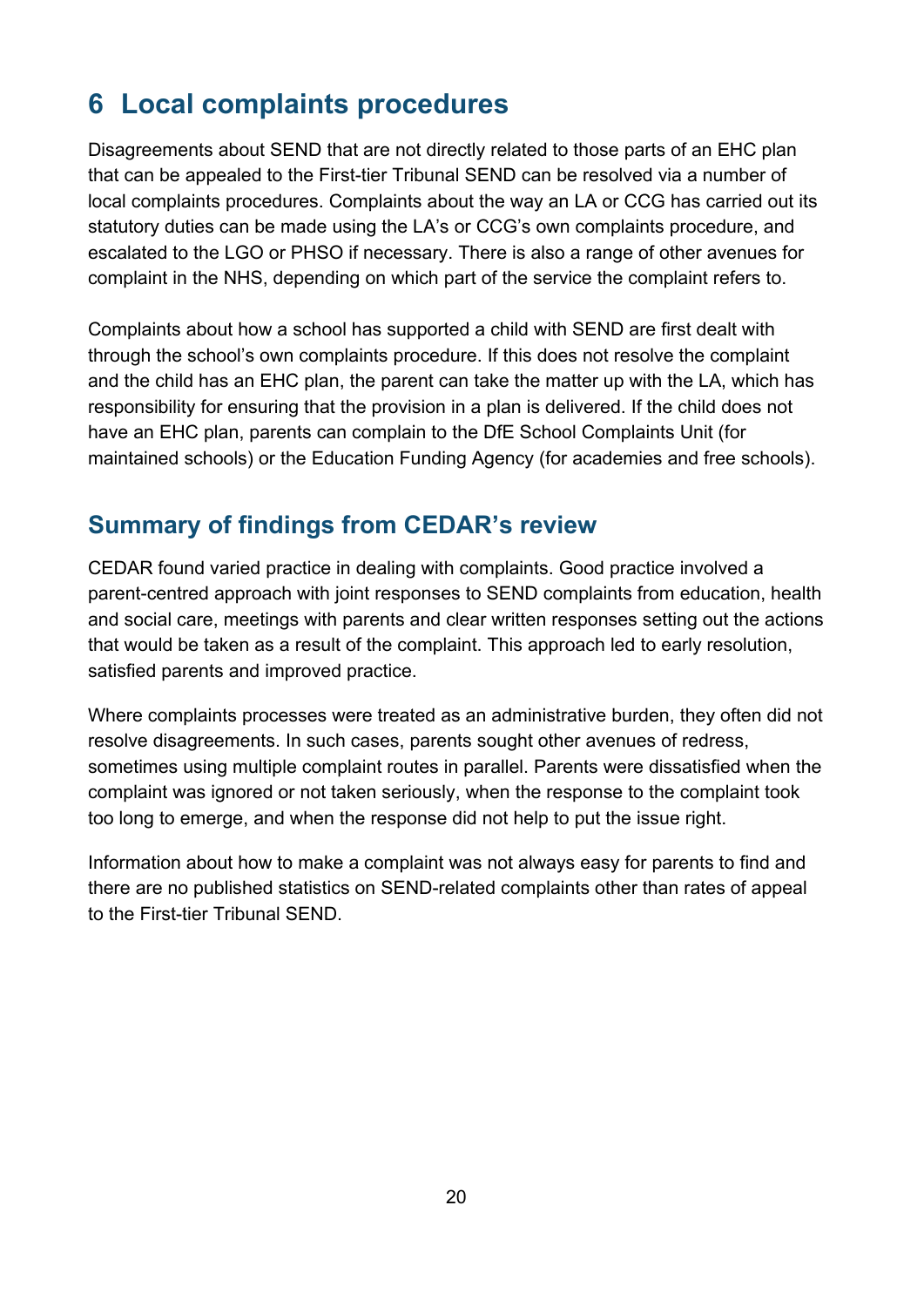# 6 Local complaints procedures

Disagreements about SEND that are not directly related to those parts of an EHC plan that can be appealed to the First-tier Tribunal SEND can be resolved via a number of local complaints procedures. Complaints about the way an LA or CCG has carried out its statutory duties can be made using the LA's or CCG's own complaints procedure, and escalated to the LGO or PHSO if necessary. There is also a range of other avenues for complaint in the NHS, depending on which part of the service the complaint refers to.

Complaints about how a school has supported a child with SEND are first dealt with through the school's own complaints procedure. If this does not resolve the complaint and the child has an EHC plan, the parent can take the matter up with the LA, which has responsibility for ensuring that the provision in a plan is delivered. If the child does not have an EHC plan, parents can complain to the DfE School Complaints Unit (for maintained schools) or the Education Funding Agency (for academies and free schools).

## Summary of findings from CEDAR's review

CEDAR found varied practice in dealing with complaints. Good practice involved a parent-centred approach with joint responses to SEND complaints from education, health and social care, meetings with parents and clear written responses setting out the actions that would be taken as a result of the complaint. This approach led to early resolution, satisfied parents and improved practice.

Where complaints processes were treated as an administrative burden, they often did not resolve disagreements. In such cases, parents sought other avenues of redress, sometimes using multiple complaint routes in parallel. Parents were dissatisfied when the complaint was ignored or not taken seriously, when the response to the complaint took too long to emerge, and when the response did not help to put the issue right.

Information about how to make a complaint was not always easy for parents to find and there are no published statistics on SEND-related complaints other than rates of appeal to the First-tier Tribunal SEND.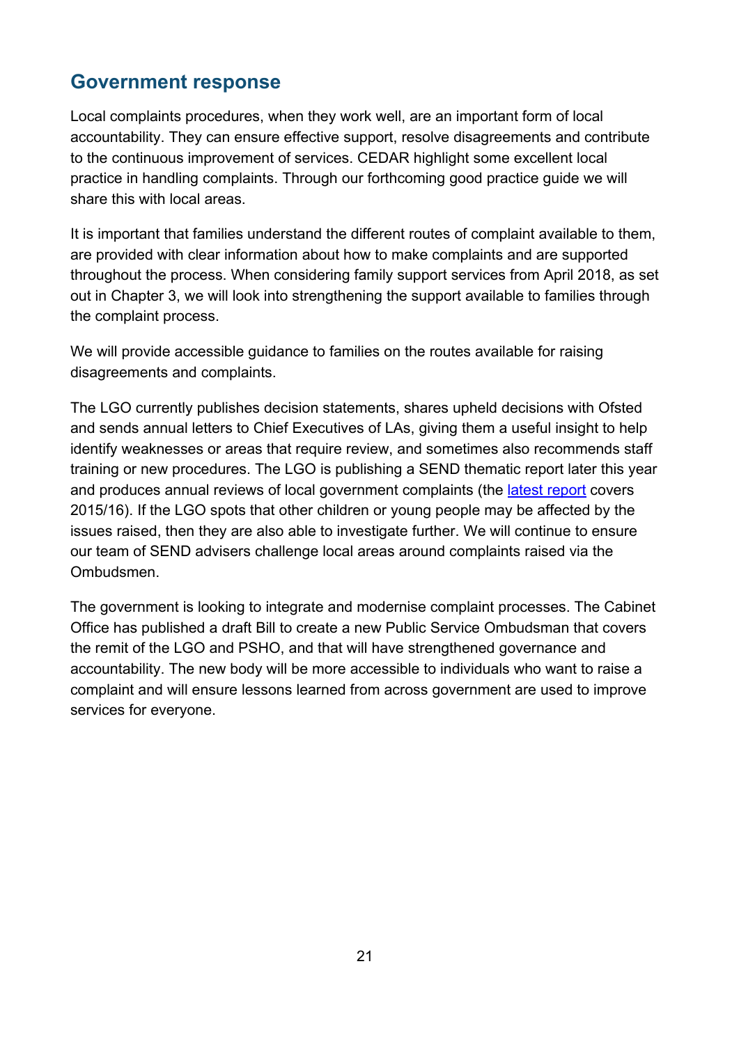## Government response

Local complaints procedures, when they work well, are an important form of local accountability. They can ensure effective support, resolve disagreements and contribute to the continuous improvement of services. CEDAR highlight some excellent local practice in handling complaints. Through our forthcoming good practice guide we will share this with local areas.

It is important that families understand the different routes of complaint available to them, are provided with clear information about how to make complaints and are supported throughout the process. When considering family support services from April 2018, as set out in Chapter 3, we will look into strengthening the support available to families through the complaint process.

We will provide accessible guidance to families on the routes available for raising disagreements and complaints.

The LGO currently publishes decision statements, shares upheld decisions with Ofsted and sends annual letters to Chief Executives of LAs, giving them a useful insight to help identify weaknesses or areas that require review, and sometimes also recommends staff training or new procedures. The LGO is publishing a SEND thematic report later this year and produces annual reviews of local government complaints (the latest report covers 2015/16). If the LGO spots that other children or young people may be affected by the issues raised, then they are also able to investigate further. We will continue to ensure our team of SEND advisers challenge local areas around complaints raised via the Ombudsmen.

The government is looking to integrate and modernise complaint processes. The Cabinet Office has published a draft Bill to create a new Public Service Ombudsman that covers the remit of the LGO and PSHO, and that will have strengthened governance and accountability. The new body will be more accessible to individuals who want to raise a complaint and will ensure lessons learned from across government are used to improve services for everyone.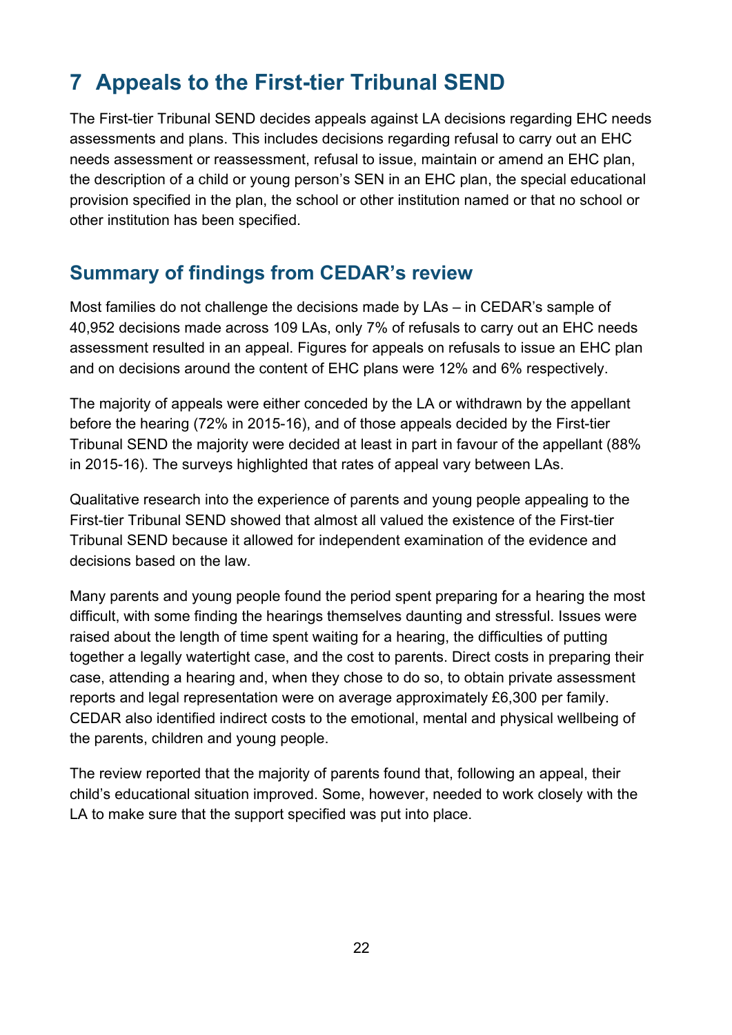# 7 Appeals to the First-tier Tribunal SEND

The First-tier Tribunal SEND decides appeals against LA decisions regarding EHC needs assessments and plans. This includes decisions regarding refusal to carry out an EHC needs assessment or reassessment, refusal to issue, maintain or amend an EHC plan, the description of a child or young person's SEN in an EHC plan, the special educational provision specified in the plan, the school or other institution named or that no school or other institution has been specified.

## Summary of findings from CEDAR's review

Most families do not challenge the decisions made by LAs – in CEDAR's sample of 40,952 decisions made across 109 LAs, only 7% of refusals to carry out an EHC needs assessment resulted in an appeal. Figures for appeals on refusals to issue an EHC plan and on decisions around the content of EHC plans were 12% and 6% respectively.

The majority of appeals were either conceded by the LA or withdrawn by the appellant before the hearing (72% in 2015-16), and of those appeals decided by the First-tier Tribunal SEND the majority were decided at least in part in favour of the appellant (88% in 2015-16). The surveys highlighted that rates of appeal vary between LAs.

Qualitative research into the experience of parents and young people appealing to the First-tier Tribunal SEND showed that almost all valued the existence of the First-tier Tribunal SEND because it allowed for independent examination of the evidence and decisions based on the law.

Many parents and young people found the period spent preparing for a hearing the most difficult, with some finding the hearings themselves daunting and stressful. Issues were raised about the length of time spent waiting for a hearing, the difficulties of putting together a legally watertight case, and the cost to parents. Direct costs in preparing their case, attending a hearing and, when they chose to do so, to obtain private assessment reports and legal representation were on average approximately £6,300 per family. CEDAR also identified indirect costs to the emotional, mental and physical wellbeing of the parents, children and young people.

The review reported that the majority of parents found that, following an appeal, their child's educational situation improved. Some, however, needed to work closely with the LA to make sure that the support specified was put into place.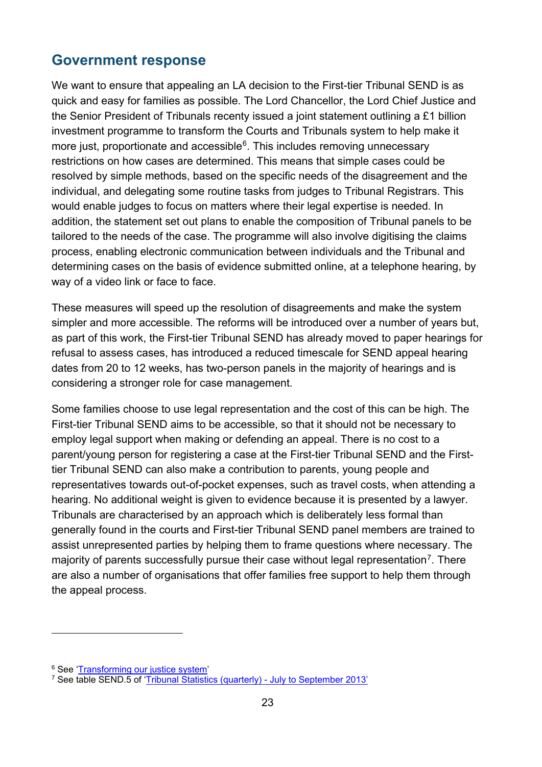## Government response

We want to ensure that appealing an LA decision to the First-tier Tribunal SEND is as quick and easy for families as possible. The Lord Chancellor, the Lord Chief Justice and the Senior President of Tribunals recenty issued a joint statement outlining a £1 billion investment programme to transform the Courts and Tribunals system to help make it more just, proportionate and accessible[6]. This includes removing unnecessary restrictions on how cases are determined. This means that simple cases could be resolved by simple methods, based on the specific needs of the disagreement and the individual, and delegating some routine tasks from judges to Tribunal Registrars. This would enable judges to focus on matters where their legal expertise is needed. In addition, the statement set out plans to enable the composition of Tribunal panels to be tailored to the needs of the case. The programme will also involve digitising the claims process, enabling electronic communication between individuals and the Tribunal and determining cases on the basis of evidence submitted online, at a telephone hearing, by way of a video link or face to face.

These measures will speed up the resolution of disagreements and make the system simpler and more accessible. The reforms will be introduced over a number of years but, as part of this work, the First-tier Tribunal SEND has already moved to paper hearings for refusal to assess cases, has introduced a reduced timescale for SEND appeal hearing dates from 20 to 12 weeks, has two-person panels in the majority of hearings and is considering a stronger role for case management.

Some families choose to use legal representation and the cost of this can be high. The First-tier Tribunal SEND aims to be accessible, so that it should not be necessary to employ legal support when making or defending an appeal. There is no cost to a parent/young person for registering a case at the First-tier Tribunal SEND and the First-tier Tribunal SEND can also make a contribution to parents, young people and representatives towards out-of-pocket expenses, such as travel costs, when attending a hearing. No additional weight is given to evidence because it is presented by a lawyer. Tribunals are characterised by an approach which is deliberately less formal than generally found in the courts and First-tier Tribunal SEND panel members are trained to assist unrepresented parties by helping them to frame questions where necessary. The majority of parents successfully pursue their case without legal representation[7]. There are also a number of organisations that offer families free support to help them through the appeal process.

---

[6] See 'Transforming our justice system'

[7] See table SEND.5 of 'Tribunal Statistics (quarterly) - July to September 2013'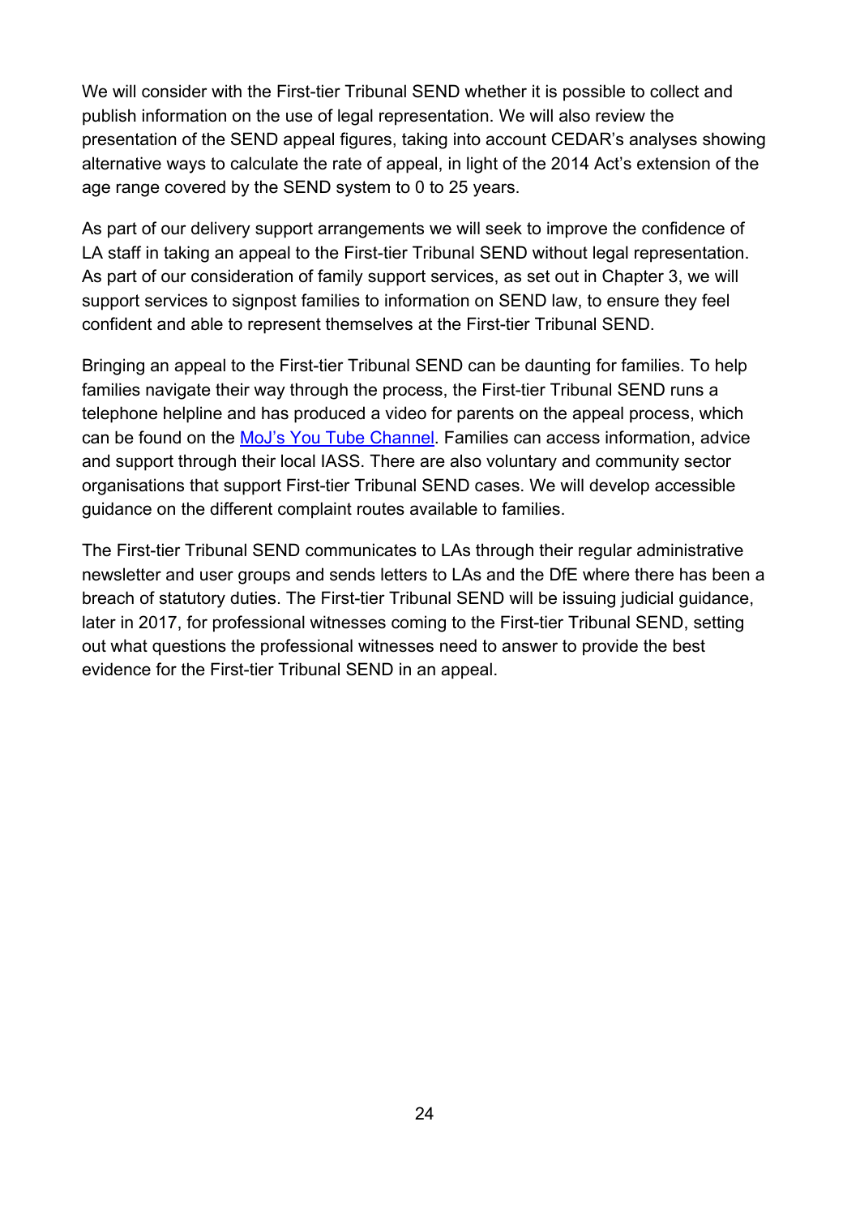We will consider with the First-tier Tribunal SEND whether it is possible to collect and publish information on the use of legal representation. We will also review the presentation of the SEND appeal figures, taking into account CEDAR's analyses showing alternative ways to calculate the rate of appeal, in light of the 2014 Act's extension of the age range covered by the SEND system to 0 to 25 years.

As part of our delivery support arrangements we will seek to improve the confidence of LA staff in taking an appeal to the First-tier Tribunal SEND without legal representation. As part of our consideration of family support services, as set out in Chapter 3, we will support services to signpost families to information on SEND law, to ensure they feel confident and able to represent themselves at the First-tier Tribunal SEND.

Bringing an appeal to the First-tier Tribunal SEND can be daunting for families. To help families navigate their way through the process, the First-tier Tribunal SEND runs a telephone helpline and has produced a video for parents on the appeal process, which can be found on the [MoJ's You Tube Channel](). Families can access information, advice and support through their local IASS. There are also voluntary and community sector organisations that support First-tier Tribunal SEND cases. We will develop accessible guidance on the different complaint routes available to families.

The First-tier Tribunal SEND communicates to LAs through their regular administrative newsletter and user groups and sends letters to LAs and the DfE where there has been a breach of statutory duties. The First-tier Tribunal SEND will be issuing judicial guidance, later in 2017, for professional witnesses coming to the First-tier Tribunal SEND, setting out what questions the professional witnesses need to answer to provide the best evidence for the First-tier Tribunal SEND in an appeal.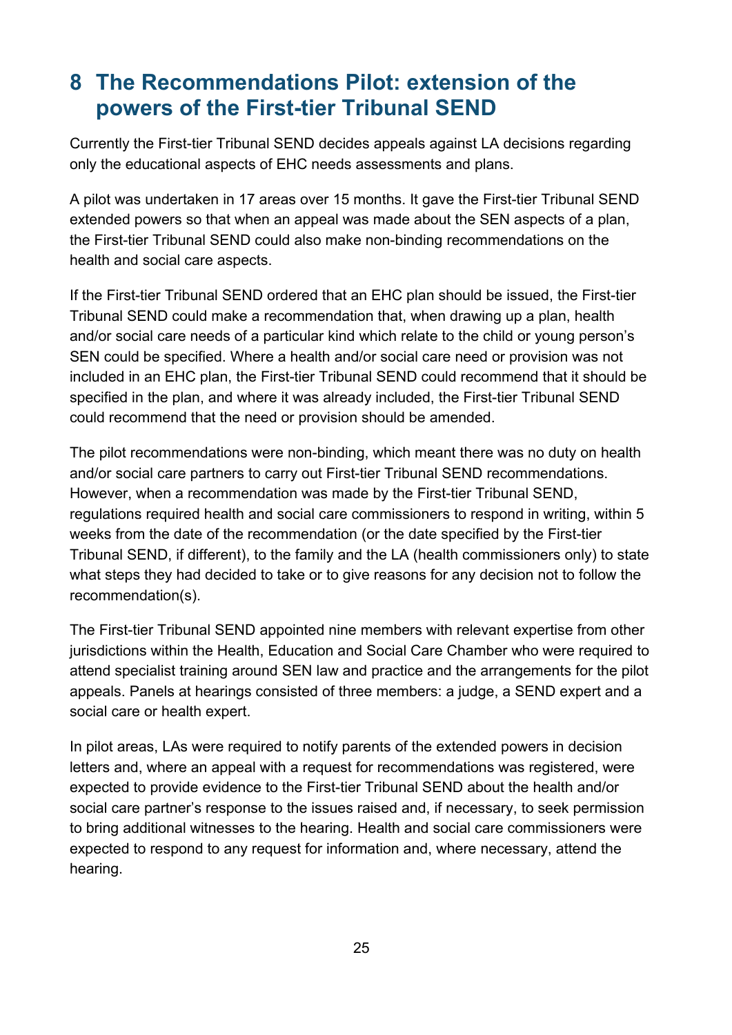# 8 The Recommendations Pilot: extension of the powers of the First-tier Tribunal SEND

Currently the First-tier Tribunal SEND decides appeals against LA decisions regarding only the educational aspects of EHC needs assessments and plans.

A pilot was undertaken in 17 areas over 15 months. It gave the First-tier Tribunal SEND extended powers so that when an appeal was made about the SEN aspects of a plan, the First-tier Tribunal SEND could also make non-binding recommendations on the health and social care aspects.

If the First-tier Tribunal SEND ordered that an EHC plan should be issued, the First-tier Tribunal SEND could make a recommendation that, when drawing up a plan, health and/or social care needs of a particular kind which relate to the child or young person's SEN could be specified. Where a health and/or social care need or provision was not included in an EHC plan, the First-tier Tribunal SEND could recommend that it should be specified in the plan, and where it was already included, the First-tier Tribunal SEND could recommend that the need or provision should be amended.

The pilot recommendations were non-binding, which meant there was no duty on health and/or social care partners to carry out First-tier Tribunal SEND recommendations. However, when a recommendation was made by the First-tier Tribunal SEND, regulations required health and social care commissioners to respond in writing, within 5 weeks from the date of the recommendation (or the date specified by the First-tier Tribunal SEND, if different), to the family and the LA (health commissioners only) to state what steps they had decided to take or to give reasons for any decision not to follow the recommendation(s).

The First-tier Tribunal SEND appointed nine members with relevant expertise from other jurisdictions within the Health, Education and Social Care Chamber who were required to attend specialist training around SEN law and practice and the arrangements for the pilot appeals. Panels at hearings consisted of three members: a judge, a SEND expert and a social care or health expert.

In pilot areas, LAs were required to notify parents of the extended powers in decision letters and, where an appeal with a request for recommendations was registered, were expected to provide evidence to the First-tier Tribunal SEND about the health and/or social care partner's response to the issues raised and, if necessary, to seek permission to bring additional witnesses to the hearing. Health and social care commissioners were expected to respond to any request for information and, where necessary, attend the hearing.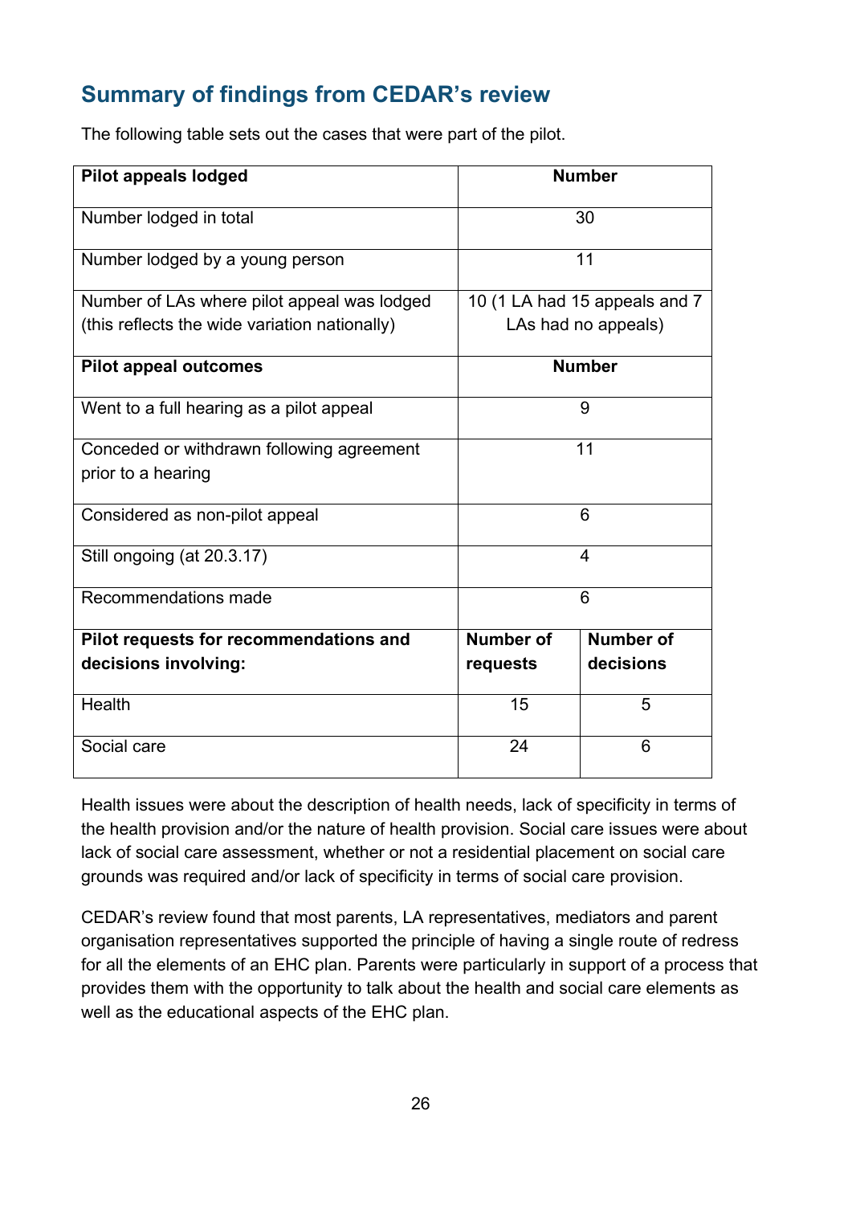## Summary of findings from CEDAR's review

The following table sets out the cases that were part of the pilot.

| Pilot appeals lodged | Number | |
|---|---|---|
| Number lodged in total | 30 | |
| Number lodged by a young person | 11 | |
| Number of LAs where pilot appeal was lodged (this reflects the wide variation nationally) | 10 (1 LA had 15 appeals and 7 LAs had no appeals) | |
| **Pilot appeal outcomes** | **Number** | |
| Went to a full hearing as a pilot appeal | 9 | |
| Conceded or withdrawn following agreement prior to a hearing | 11 | |
| Considered as non-pilot appeal | 6 | |
| Still ongoing (at 20.3.17) | 4 | |
| Recommendations made | 6 | |
| **Pilot requests for recommendations and decisions involving:** | **Number of requests** | **Number of decisions** |
| Health | 15 | 5 |
| Social care | 24 | 6 |

Health issues were about the description of health needs, lack of specificity in terms of the health provision and/or the nature of health provision. Social care issues were about lack of social care assessment, whether or not a residential placement on social care grounds was required and/or lack of specificity in terms of social care provision.

CEDAR's review found that most parents, LA representatives, mediators and parent organisation representatives supported the principle of having a single route of redress for all the elements of an EHC plan. Parents were particularly in support of a process that provides them with the opportunity to talk about the health and social care elements as well as the educational aspects of the EHC plan.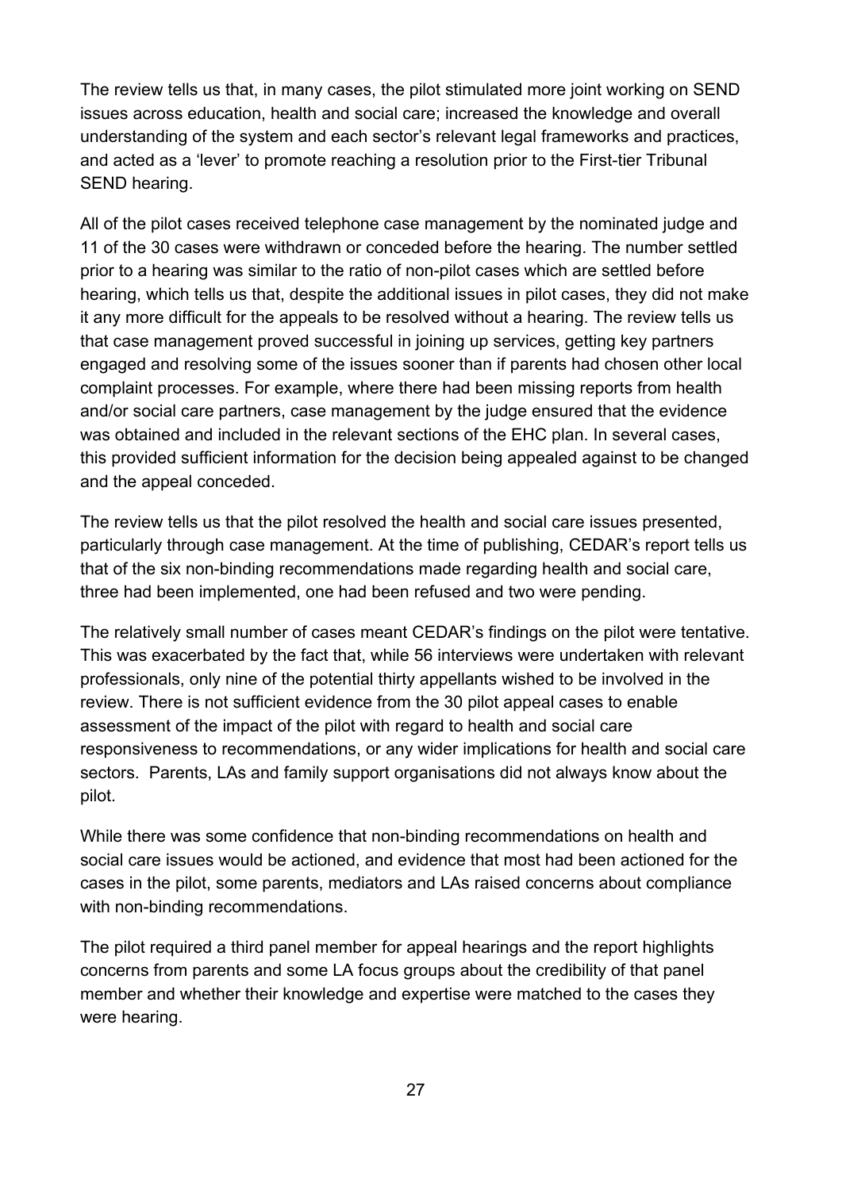The review tells us that, in many cases, the pilot stimulated more joint working on SEND issues across education, health and social care; increased the knowledge and overall understanding of the system and each sector's relevant legal frameworks and practices, and acted as a 'lever' to promote reaching a resolution prior to the First-tier Tribunal SEND hearing.

All of the pilot cases received telephone case management by the nominated judge and 11 of the 30 cases were withdrawn or conceded before the hearing. The number settled prior to a hearing was similar to the ratio of non-pilot cases which are settled before hearing, which tells us that, despite the additional issues in pilot cases, they did not make it any more difficult for the appeals to be resolved without a hearing. The review tells us that case management proved successful in joining up services, getting key partners engaged and resolving some of the issues sooner than if parents had chosen other local complaint processes. For example, where there had been missing reports from health and/or social care partners, case management by the judge ensured that the evidence was obtained and included in the relevant sections of the EHC plan. In several cases, this provided sufficient information for the decision being appealed against to be changed and the appeal conceded.

The review tells us that the pilot resolved the health and social care issues presented, particularly through case management. At the time of publishing, CEDAR's report tells us that of the six non-binding recommendations made regarding health and social care, three had been implemented, one had been refused and two were pending.

The relatively small number of cases meant CEDAR's findings on the pilot were tentative. This was exacerbated by the fact that, while 56 interviews were undertaken with relevant professionals, only nine of the potential thirty appellants wished to be involved in the review. There is not sufficient evidence from the 30 pilot appeal cases to enable assessment of the impact of the pilot with regard to health and social care responsiveness to recommendations, or any wider implications for health and social care sectors. Parents, LAs and family support organisations did not always know about the pilot.

While there was some confidence that non-binding recommendations on health and social care issues would be actioned, and evidence that most had been actioned for the cases in the pilot, some parents, mediators and LAs raised concerns about compliance with non-binding recommendations.

The pilot required a third panel member for appeal hearings and the report highlights concerns from parents and some LA focus groups about the credibility of that panel member and whether their knowledge and expertise were matched to the cases they were hearing.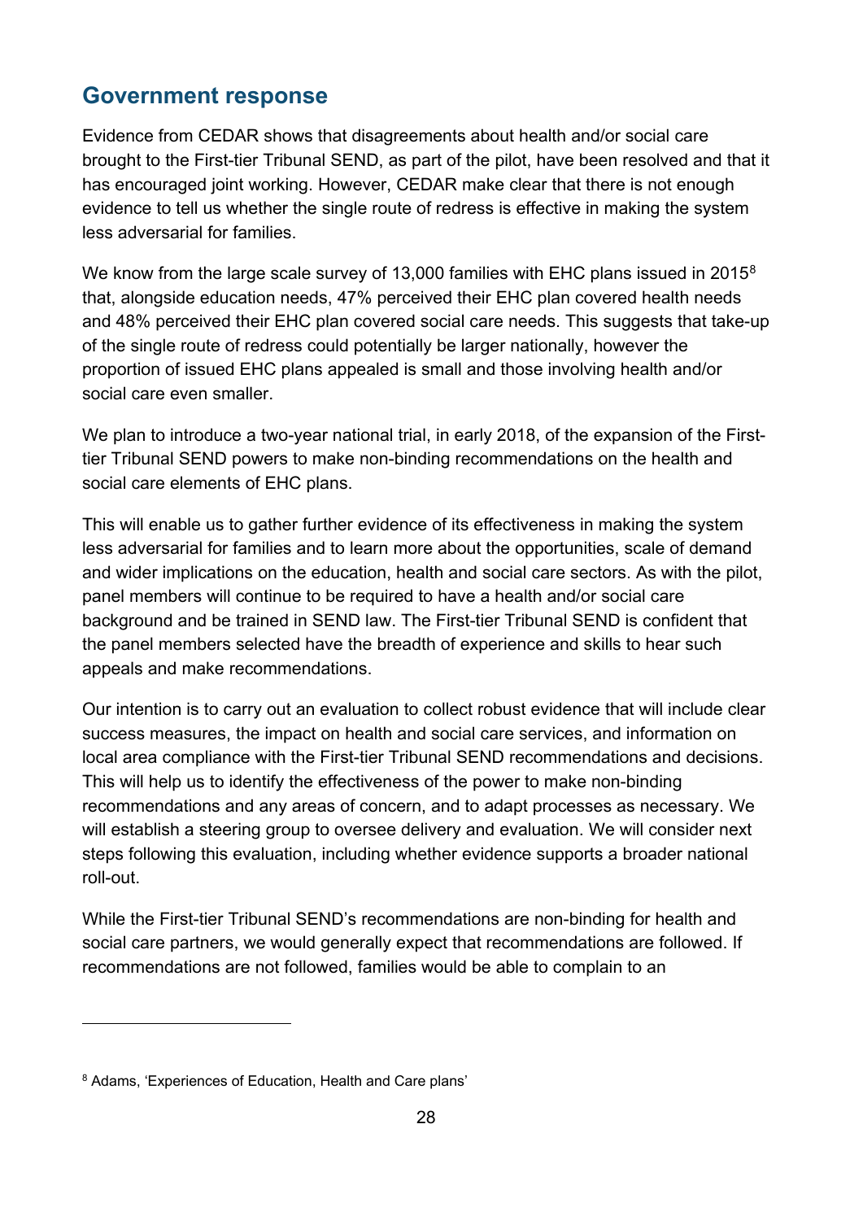## Government response

Evidence from CEDAR shows that disagreements about health and/or social care brought to the First-tier Tribunal SEND, as part of the pilot, have been resolved and that it has encouraged joint working. However, CEDAR make clear that there is not enough evidence to tell us whether the single route of redress is effective in making the system less adversarial for families.

We know from the large scale survey of 13,000 families with EHC plans issued in 2015[8] that, alongside education needs, 47% perceived their EHC plan covered health needs and 48% perceived their EHC plan covered social care needs. This suggests that take-up of the single route of redress could potentially be larger nationally, however the proportion of issued EHC plans appealed is small and those involving health and/or social care even smaller.

We plan to introduce a two-year national trial, in early 2018, of the expansion of the First-tier Tribunal SEND powers to make non-binding recommendations on the health and social care elements of EHC plans.

This will enable us to gather further evidence of its effectiveness in making the system less adversarial for families and to learn more about the opportunities, scale of demand and wider implications on the education, health and social care sectors. As with the pilot, panel members will continue to be required to have a health and/or social care background and be trained in SEND law. The First-tier Tribunal SEND is confident that the panel members selected have the breadth of experience and skills to hear such appeals and make recommendations.

Our intention is to carry out an evaluation to collect robust evidence that will include clear success measures, the impact on health and social care services, and information on local area compliance with the First-tier Tribunal SEND recommendations and decisions. This will help us to identify the effectiveness of the power to make non-binding recommendations and any areas of concern, and to adapt processes as necessary. We will establish a steering group to oversee delivery and evaluation. We will consider next steps following this evaluation, including whether evidence supports a broader national roll-out.

While the First-tier Tribunal SEND's recommendations are non-binding for health and social care partners, we would generally expect that recommendations are followed. If recommendations are not followed, families would be able to complain to an

---

[8] Adams, 'Experiences of Education, Health and Care plans'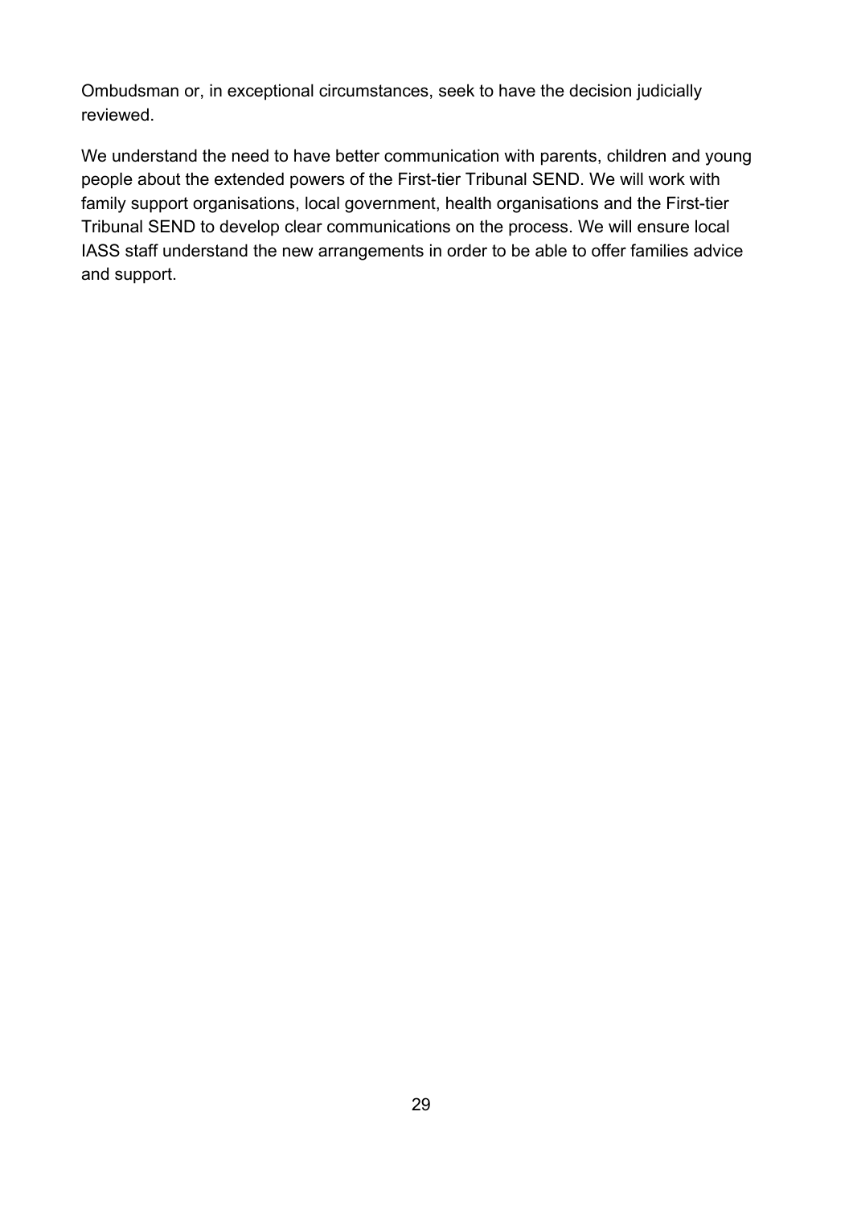Ombudsman or, in exceptional circumstances, seek to have the decision judicially reviewed.

We understand the need to have better communication with parents, children and young people about the extended powers of the First-tier Tribunal SEND. We will work with family support organisations, local government, health organisations and the First-tier Tribunal SEND to develop clear communications on the process. We will ensure local IASS staff understand the new arrangements in order to be able to offer families advice and support.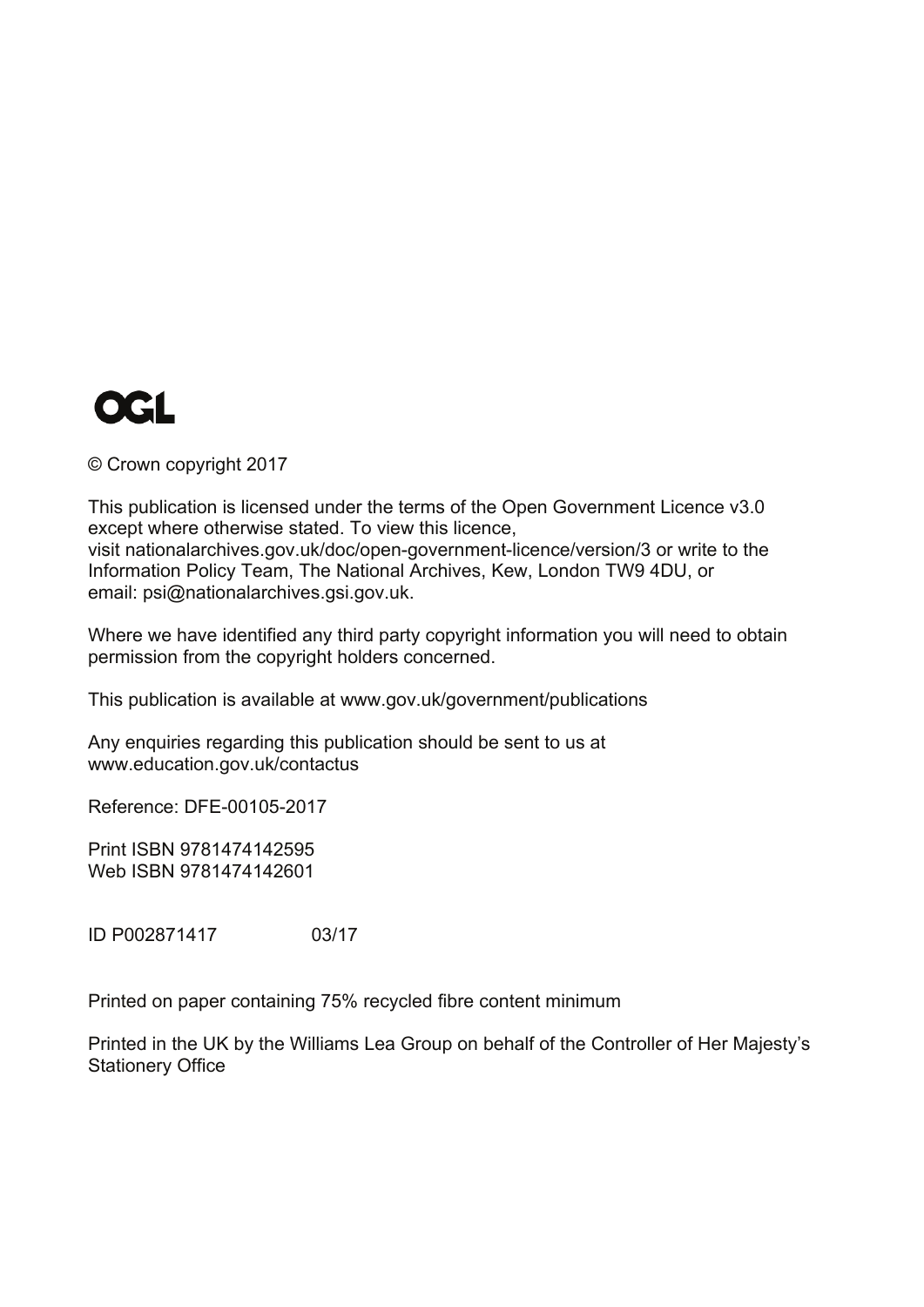OGL

© Crown copyright 2017

This publication is licensed under the terms of the Open Government Licence v3.0 except where otherwise stated. To view this licence, visit nationalarchives.gov.uk/doc/open-government-licence/version/3 or write to the Information Policy Team, The National Archives, Kew, London TW9 4DU, or email: psi@nationalarchives.gsi.gov.uk.

Where we have identified any third party copyright information you will need to obtain permission from the copyright holders concerned.

This publication is available at www.gov.uk/government/publications

Any enquiries regarding this publication should be sent to us at www.education.gov.uk/contactus

Reference: DFE-00105-2017

Print ISBN 9781474142595
Web ISBN 9781474142601

ID P002871417 03/17

Printed on paper containing 75% recycled fibre content minimum

Printed in the UK by the Williams Lea Group on behalf of the Controller of Her Majesty's Stationery Office